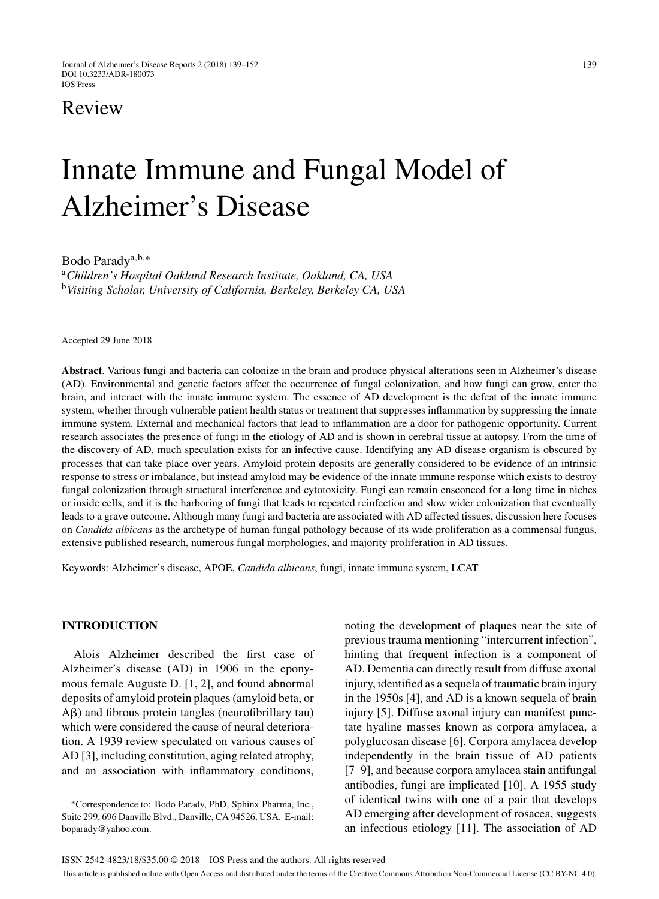Review

# Innate Immune and Fungal Model of Alzheimer's Disease

Bodo Parady[a,b,*]

[a]*Children's Hospital Oakland Research Institute, Oakland, CA, USA*
[b]*Visiting Scholar, University of California, Berkeley, Berkeley CA, USA*

Accepted 29 June 2018

**Abstract**. Various fungi and bacteria can colonize in the brain and produce physical alterations seen in Alzheimer's disease (AD). Environmental and genetic factors affect the occurrence of fungal colonization, and how fungi can grow, enter the brain, and interact with the innate immune system. The essence of AD development is the defeat of the innate immune system, whether through vulnerable patient health status or treatment that suppresses inflammation by suppressing the innate immune system. External and mechanical factors that lead to inflammation are a door for pathogenic opportunity. Current research associates the presence of fungi in the etiology of AD and is shown in cerebral tissue at autopsy. From the time of the discovery of AD, much speculation exists for an infective cause. Identifying any AD disease organism is obscured by processes that can take place over years. Amyloid protein deposits are generally considered to be evidence of an intrinsic response to stress or imbalance, but instead amyloid may be evidence of the innate immune response which exists to destroy fungal colonization through structural interference and cytotoxicity. Fungi can remain ensconced for a long time in niches or inside cells, and it is the harboring of fungi that leads to repeated reinfection and slow wider colonization that eventually leads to a grave outcome. Although many fungi and bacteria are associated with AD affected tissues, discussion here focuses on *Candida albicans* as the archetype of human fungal pathology because of its wide proliferation as a commensal fungus, extensive published research, numerous fungal morphologies, and majority proliferation in AD tissues.

Keywords: Alzheimer's disease, APOE, *Candida albicans*, fungi, innate immune system, LCAT

## INTRODUCTION

Alois Alzheimer described the first case of Alzheimer's disease (AD) in 1906 in the eponymous female Auguste D. [1, 2], and found abnormal deposits of amyloid protein plaques (amyloid beta, or Aβ) and fibrous protein tangles (neurofibrillary tau) which were considered the cause of neural deterioration. A 1939 review speculated on various causes of AD [3], including constitution, aging related atrophy, and an association with inflammatory conditions, noting the development of plaques near the site of previous trauma mentioning "intercurrent infection", hinting that frequent infection is a component of AD. Dementia can directly result from diffuse axonal injury, identified as a sequela of traumatic brain injury in the 1950s [4], and AD is a known sequela of brain injury [5]. Diffuse axonal injury can manifest punctate hyaline masses known as corpora amylacea, a polyglucosan disease [6]. Corpora amylacea develop independently in the brain tissue of AD patients [7–9], and because corpora amylacea stain antifungal antibodies, fungi are implicated [10]. A 1955 study of identical twins with one of a pair that develops AD emerging after development of rosacea, suggests an infectious etiology [11]. The association of AD

*Correspondence to: Bodo Parady, PhD, Sphinx Pharma, Inc., Suite 299, 696 Danville Blvd., Danville, CA 94526, USA. E-mail: boparady@yahoo.com.

ISSN 2542-4823/18/$35.00 © 2018 – IOS Press and the authors. All rights reserved

This article is published online with Open Access and distributed under the terms of the Creative Commons Attribution Non-Commercial License (CC BY-NC 4.0).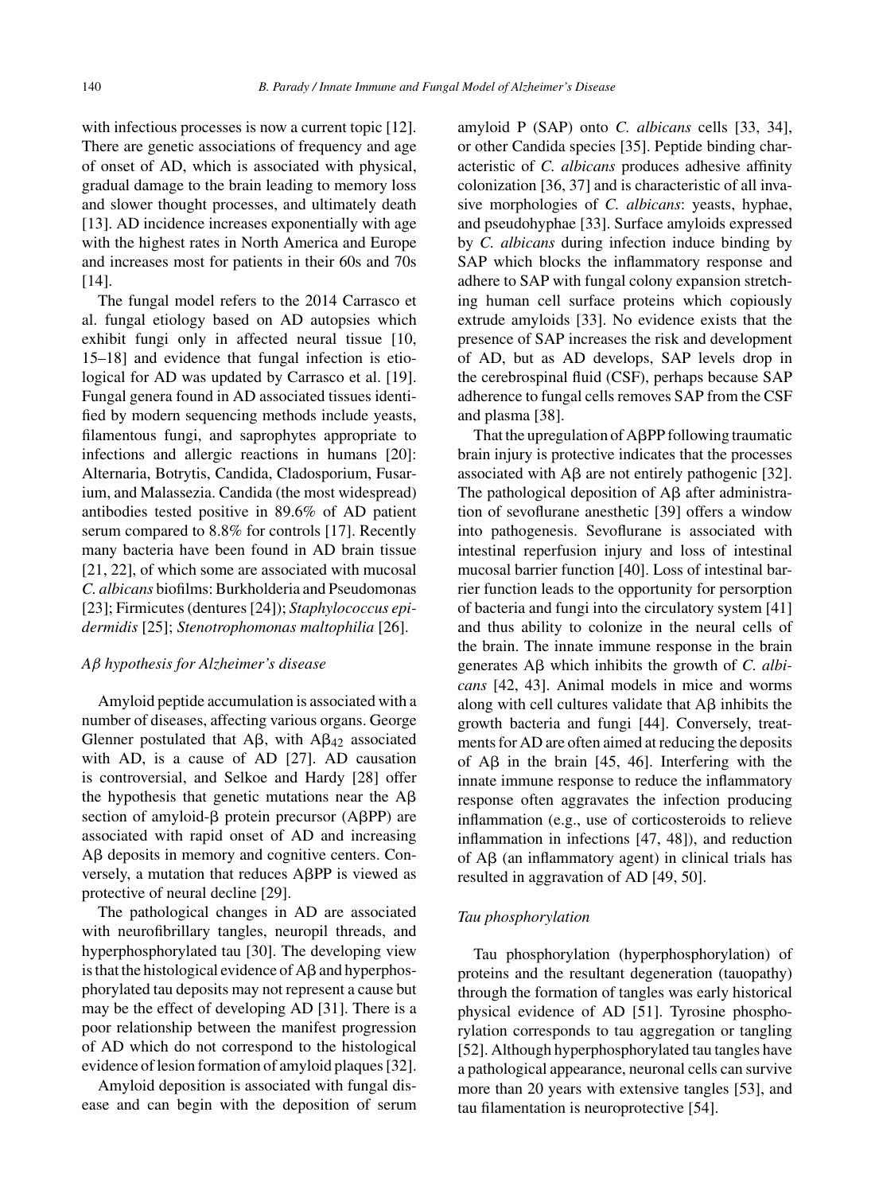with infectious processes is now a current topic [12]. There are genetic associations of frequency and age of onset of AD, which is associated with physical, gradual damage to the brain leading to memory loss and slower thought processes, and ultimately death [13]. AD incidence increases exponentially with age with the highest rates in North America and Europe and increases most for patients in their 60s and 70s [14].

The fungal model refers to the 2014 Carrasco et al. fungal etiology based on AD autopsies which exhibit fungi only in affected neural tissue [10, 15–18] and evidence that fungal infection is etiological for AD was updated by Carrasco et al. [19]. Fungal genera found in AD associated tissues identified by modern sequencing methods include yeasts, filamentous fungi, and saprophytes appropriate to infections and allergic reactions in humans [20]: Alternaria, Botrytis, Candida, Cladosporium, Fusarium, and Malassezia. Candida (the most widespread) antibodies tested positive in 89.6% of AD patient serum compared to 8.8% for controls [17]. Recently many bacteria have been found in AD brain tissue [21, 22], of which some are associated with mucosal *C. albicans* biofilms: Burkholderia and Pseudomonas [23]; Firmicutes (dentures [24]); *Staphylococcus epidermidis* [25]; *Stenotrophomonas maltophilia* [26].

### *A*β *hypothesis for Alzheimer's disease*

Amyloid peptide accumulation is associated with a number of diseases, affecting various organs. George Glenner postulated that Aβ, with $A\beta_{42}$ associated with AD, is a cause of AD [27]. AD causation is controversial, and Selkoe and Hardy [28] offer the hypothesis that genetic mutations near the Aβ section of amyloid-β protein precursor (AβPP) are associated with rapid onset of AD and increasing Aβ deposits in memory and cognitive centers. Conversely, a mutation that reduces AβPP is viewed as protective of neural decline [29].

The pathological changes in AD are associated with neurofibrillary tangles, neuropil threads, and hyperphosphorylated tau [30]. The developing view is that the histological evidence of Aβ and hyperphosphorylated tau deposits may not represent a cause but may be the effect of developing AD [31]. There is a poor relationship between the manifest progression of AD which do not correspond to the histological evidence of lesion formation of amyloid plaques [32].

Amyloid deposition is associated with fungal disease and can begin with the deposition of serum amyloid P (SAP) onto *C. albicans* cells [33, 34], or other Candida species [35]. Peptide binding characteristic of *C. albicans* produces adhesive affinity colonization [36, 37] and is characteristic of all invasive morphologies of *C. albicans*: yeasts, hyphae, and pseudohyphae [33]. Surface amyloids expressed by *C. albicans* during infection induce binding by SAP which blocks the inflammatory response and adhere to SAP with fungal colony expansion stretching human cell surface proteins which copiously extrude amyloids [33]. No evidence exists that the presence of SAP increases the risk and development of AD, but as AD develops, SAP levels drop in the cerebrospinal fluid (CSF), perhaps because SAP adherence to fungal cells removes SAP from the CSF and plasma [38].

That the upregulation of AβPP following traumatic brain injury is protective indicates that the processes associated with Aβ are not entirely pathogenic [32]. The pathological deposition of Aβ after administration of sevoflurane anesthetic [39] offers a window into pathogenesis. Sevoflurane is associated with intestinal reperfusion injury and loss of intestinal mucosal barrier function [40]. Loss of intestinal barrier function leads to the opportunity for persorption of bacteria and fungi into the circulatory system [41] and thus ability to colonize in the neural cells of the brain. The innate immune response in the brain generates Aβ which inhibits the growth of *C. albicans* [42, 43]. Animal models in mice and worms along with cell cultures validate that Aβ inhibits the growth bacteria and fungi [44]. Conversely, treatments for AD are often aimed at reducing the deposits of Aβ in the brain [45, 46]. Interfering with the innate immune response to reduce the inflammatory response often aggravates the infection producing inflammation (e.g., use of corticosteroids to relieve inflammation in infections [47, 48]), and reduction of Aβ (an inflammatory agent) in clinical trials has resulted in aggravation of AD [49, 50].

### *Tau phosphorylation*

Tau phosphorylation (hyperphosphorylation) of proteins and the resultant degeneration (tauopathy) through the formation of tangles was early historical physical evidence of AD [51]. Tyrosine phosphorylation corresponds to tau aggregation or tangling [52]. Although hyperphosphorylated tau tangles have a pathological appearance, neuronal cells can survive more than 20 years with extensive tangles [53], and tau filamentation is neuroprotective [54].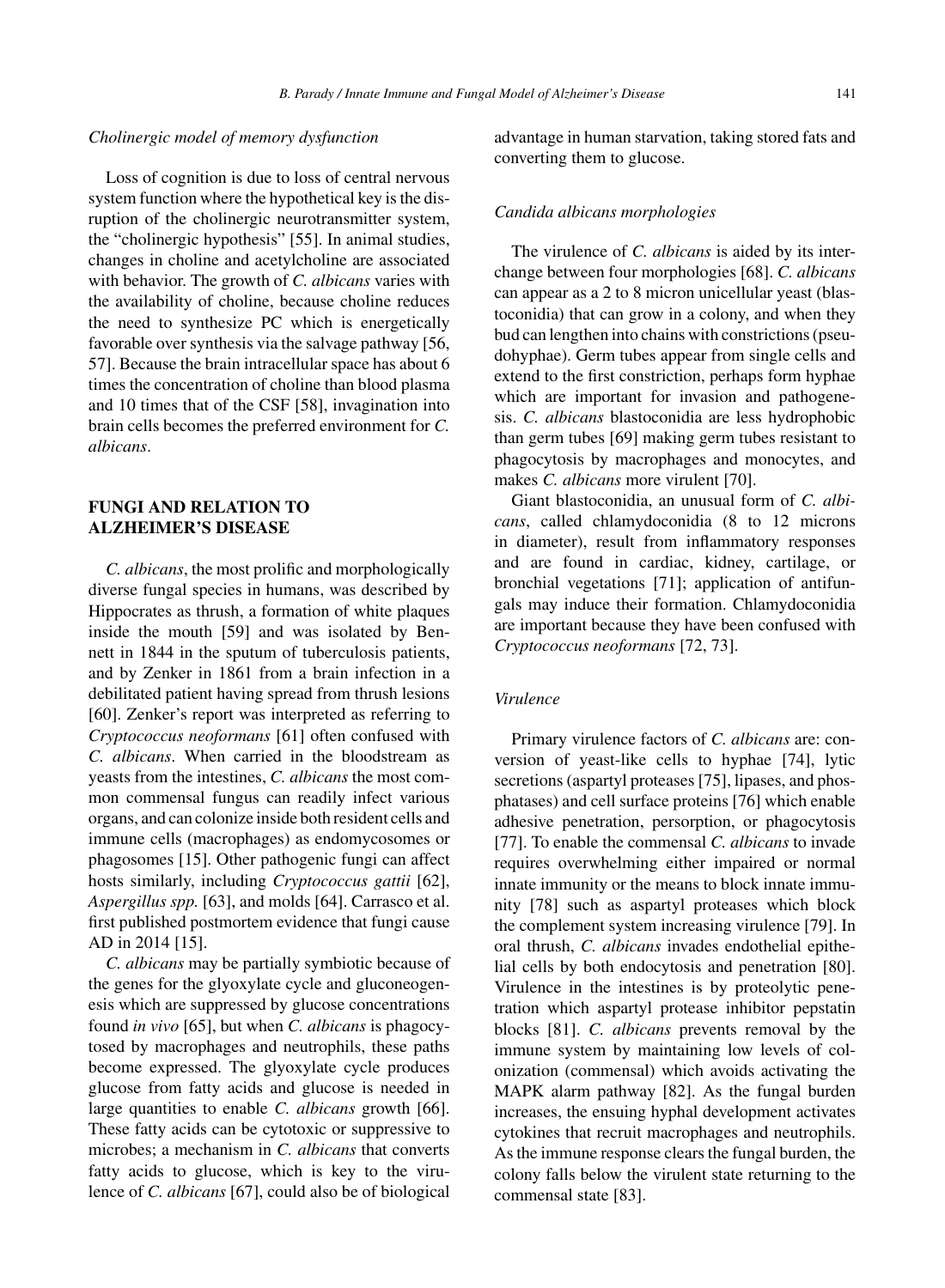*Cholinergic model of memory dysfunction*

Loss of cognition is due to loss of central nervous system function where the hypothetical key is the disruption of the cholinergic neurotransmitter system, the "cholinergic hypothesis" [55]. In animal studies, changes in choline and acetylcholine are associated with behavior. The growth of *C. albicans* varies with the availability of choline, because choline reduces the need to synthesize PC which is energetically favorable over synthesis via the salvage pathway [56, 57]. Because the brain intracellular space has about 6 times the concentration of choline than blood plasma and 10 times that of the CSF [58], invagination into brain cells becomes the preferred environment for *C. albicans*.

## FUNGI AND RELATION TO ALZHEIMER'S DISEASE

*C. albicans*, the most prolific and morphologically diverse fungal species in humans, was described by Hippocrates as thrush, a formation of white plaques inside the mouth [59] and was isolated by Bennett in 1844 in the sputum of tuberculosis patients, and by Zenker in 1861 from a brain infection in a debilitated patient having spread from thrush lesions [60]. Zenker's report was interpreted as referring to *Cryptococcus neoformans* [61] often confused with *C. albicans*. When carried in the bloodstream as yeasts from the intestines, *C. albicans* the most common commensal fungus can readily infect various organs, and can colonize inside both resident cells and immune cells (macrophages) as endomycosomes or phagosomes [15]. Other pathogenic fungi can affect hosts similarly, including *Cryptococcus gattii* [62], *Aspergillus spp.* [63], and molds [64]. Carrasco et al. first published postmortem evidence that fungi cause AD in 2014 [15].

*C. albicans* may be partially symbiotic because of the genes for the glyoxylate cycle and gluconeogenesis which are suppressed by glucose concentrations found *in vivo* [65], but when *C. albicans* is phagocytosed by macrophages and neutrophils, these paths become expressed. The glyoxylate cycle produces glucose from fatty acids and glucose is needed in large quantities to enable *C. albicans* growth [66]. These fatty acids can be cytotoxic or suppressive to microbes; a mechanism in *C. albicans* that converts fatty acids to glucose, which is key to the virulence of *C. albicans* [67], could also be of biological advantage in human starvation, taking stored fats and converting them to glucose.

*Candida albicans morphologies*

The virulence of *C. albicans* is aided by its interchange between four morphologies [68]. *C. albicans* can appear as a 2 to 8 micron unicellular yeast (blastoconidia) that can grow in a colony, and when they bud can lengthen into chains with constrictions (pseudohyphae). Germ tubes appear from single cells and extend to the first constriction, perhaps form hyphae which are important for invasion and pathogenesis. *C. albicans* blastoconidia are less hydrophobic than germ tubes [69] making germ tubes resistant to phagocytosis by macrophages and monocytes, and makes *C. albicans* more virulent [70].

Giant blastoconidia, an unusual form of *C. albicans*, called chlamydoconidia (8 to 12 microns in diameter), result from inflammatory responses and are found in cardiac, kidney, cartilage, or bronchial vegetations [71]; application of antifungals may induce their formation. Chlamydoconidia are important because they have been confused with *Cryptococcus neoformans* [72, 73].

*Virulence*

Primary virulence factors of *C. albicans* are: conversion of yeast-like cells to hyphae [74], lytic secretions (aspartyl proteases [75], lipases, and phosphatases) and cell surface proteins [76] which enable adhesive penetration, persorption, or phagocytosis [77]. To enable the commensal *C. albicans* to invade requires overwhelming either impaired or normal innate immunity or the means to block innate immunity [78] such as aspartyl proteases which block the complement system increasing virulence [79]. In oral thrush, *C. albicans* invades endothelial epithelial cells by both endocytosis and penetration [80]. Virulence in the intestines is by proteolytic penetration which aspartyl protease inhibitor pepstatin blocks [81]. *C. albicans* prevents removal by the immune system by maintaining low levels of colonization (commensal) which avoids activating the MAPK alarm pathway [82]. As the fungal burden increases, the ensuing hyphal development activates cytokines that recruit macrophages and neutrophils. As the immune response clears the fungal burden, the colony falls below the virulent state returning to the commensal state [83].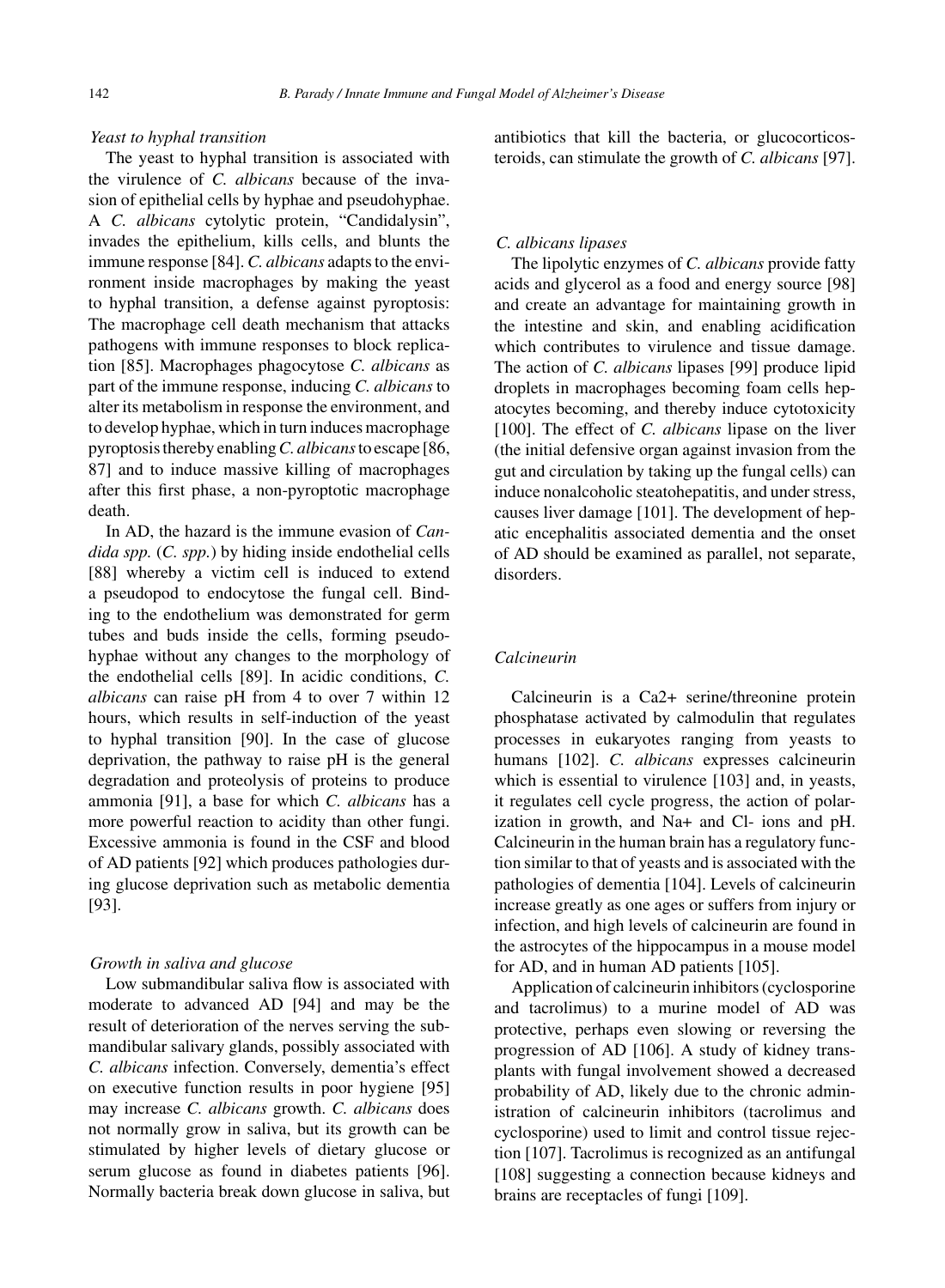### *Yeast to hyphal transition*

The yeast to hyphal transition is associated with the virulence of *C. albicans* because of the invasion of epithelial cells by hyphae and pseudohyphae. A *C. albicans* cytolytic protein, "Candidalysin", invades the epithelium, kills cells, and blunts the immune response [84]. *C. albicans* adapts to the environment inside macrophages by making the yeast to hyphal transition, a defense against pyroptosis: The macrophage cell death mechanism that attacks pathogens with immune responses to block replication [85]. Macrophages phagocytose *C. albicans* as part of the immune response, inducing *C. albicans* to alter its metabolism in response the environment, and to develop hyphae, which in turn induces macrophage pyroptosis thereby enabling *C. albicans* to escape [86, 87] and to induce massive killing of macrophages after this first phase, a non-pyroptotic macrophage death.

In AD, the hazard is the immune evasion of *Candida spp.* (*C. spp.*) by hiding inside endothelial cells [88] whereby a victim cell is induced to extend a pseudopod to endocytose the fungal cell. Binding to the endothelium was demonstrated for germ tubes and buds inside the cells, forming pseudohyphae without any changes to the morphology of the endothelial cells [89]. In acidic conditions, *C. albicans* can raise pH from 4 to over 7 within 12 hours, which results in self-induction of the yeast to hyphal transition [90]. In the case of glucose deprivation, the pathway to raise pH is the general degradation and proteolysis of proteins to produce ammonia [91], a base for which *C. albicans* has a more powerful reaction to acidity than other fungi. Excessive ammonia is found in the CSF and blood of AD patients [92] which produces pathologies during glucose deprivation such as metabolic dementia [93].

### *Growth in saliva and glucose*

Low submandibular saliva flow is associated with moderate to advanced AD [94] and may be the result of deterioration of the nerves serving the submandibular salivary glands, possibly associated with *C. albicans* infection. Conversely, dementia's effect on executive function results in poor hygiene [95] may increase *C. albicans* growth. *C. albicans* does not normally grow in saliva, but its growth can be stimulated by higher levels of dietary glucose or serum glucose as found in diabetes patients [96]. Normally bacteria break down glucose in saliva, but antibiotics that kill the bacteria, or glucocorticosteroids, can stimulate the growth of *C. albicans* [97].

### *C. albicans lipases*

The lipolytic enzymes of *C. albicans* provide fatty acids and glycerol as a food and energy source [98] and create an advantage for maintaining growth in the intestine and skin, and enabling acidification which contributes to virulence and tissue damage. The action of *C. albicans* lipases [99] produce lipid droplets in macrophages becoming foam cells hepatocytes becoming, and thereby induce cytotoxicity [100]. The effect of *C. albicans* lipase on the liver (the initial defensive organ against invasion from the gut and circulation by taking up the fungal cells) can induce nonalcoholic steatohepatitis, and under stress, causes liver damage [101]. The development of hepatic encephalitis associated dementia and the onset of AD should be examined as parallel, not separate, disorders.

### *Calcineurin*

Calcineurin is a $Ca^{2+}$ serine/threonine protein phosphatase activated by calmodulin that regulates processes in eukaryotes ranging from yeasts to humans [102]. *C. albicans* expresses calcineurin which is essential to virulence [103] and, in yeasts, it regulates cell cycle progress, the action of polarization in growth, and $Na^{+}$ and $Cl^{-}$ ions and pH. Calcineurin in the human brain has a regulatory function similar to that of yeasts and is associated with the pathologies of dementia [104]. Levels of calcineurin increase greatly as one ages or suffers from injury or infection, and high levels of calcineurin are found in the astrocytes of the hippocampus in a mouse model for AD, and in human AD patients [105].

Application of calcineurin inhibitors (cyclosporine and tacrolimus) to a murine model of AD was protective, perhaps even slowing or reversing the progression of AD [106]. A study of kidney transplants with fungal involvement showed a decreased probability of AD, likely due to the chronic administration of calcineurin inhibitors (tacrolimus and cyclosporine) used to limit and control tissue rejection [107]. Tacrolimus is recognized as an antifungal [108] suggesting a connection because kidneys and brains are receptacles of fungi [109].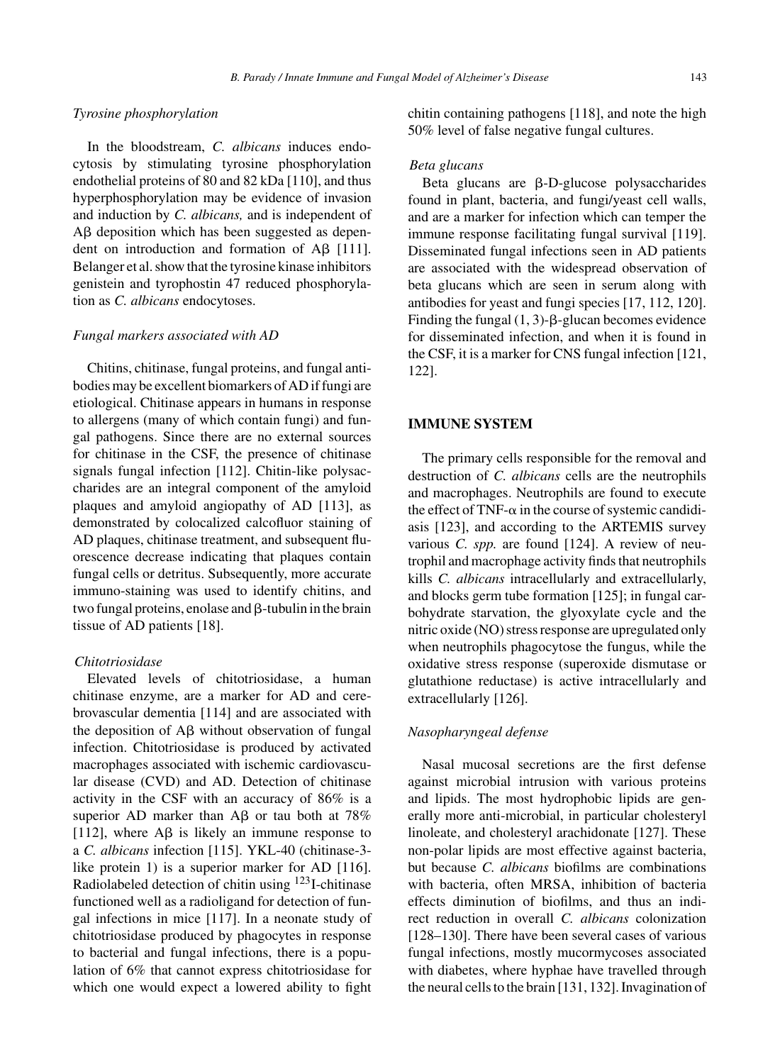### *Tyrosine phosphorylation*

In the bloodstream, *C. albicans* induces endocytosis by stimulating tyrosine phosphorylation endothelial proteins of 80 and 82 kDa [110], and thus hyperphosphorylation may be evidence of invasion and induction by *C. albicans,* and is independent of Aβ deposition which has been suggested as dependent on introduction and formation of Aβ [111]. Belanger et al. show that the tyrosine kinase inhibitors genistein and tyrophostin 47 reduced phosphorylation as *C. albicans* endocytoses.

### *Fungal markers associated with AD*

Chitins, chitinase, fungal proteins, and fungal antibodies may be excellent biomarkers of AD if fungi are etiological. Chitinase appears in humans in response to allergens (many of which contain fungi) and fungal pathogens. Since there are no external sources for chitinase in the CSF, the presence of chitinase signals fungal infection [112]. Chitin-like polysaccharides are an integral component of the amyloid plaques and amyloid angiopathy of AD [113], as demonstrated by colocalized calcofluor staining of AD plaques, chitinase treatment, and subsequent fluorescence decrease indicating that plaques contain fungal cells or detritus. Subsequently, more accurate immuno-staining was used to identify chitins, and two fungal proteins, enolase and β-tubulin in the brain tissue of AD patients [18].

### *Chitotriosidase*

Elevated levels of chitotriosidase, a human chitinase enzyme, are a marker for AD and cerebrovascular dementia [114] and are associated with the deposition of Aβ without observation of fungal infection. Chitotriosidase is produced by activated macrophages associated with ischemic cardiovascular disease (CVD) and AD. Detection of chitinase activity in the CSF with an accuracy of 86% is a superior AD marker than Aβ or tau both at 78% [112], where Aβ is likely an immune response to a *C. albicans* infection [115]. YKL-40 (chitinase-3-like protein 1) is a superior marker for AD [116]. Radiolabeled detection of chitin using $^{123}$I-chitinase functioned well as a radioligand for detection of fungal infections in mice [117]. In a neonate study of chitotriosidase produced by phagocytes in response to bacterial and fungal infections, there is a population of 6% that cannot express chitotriosidase for which one would expect a lowered ability to fight chitin containing pathogens [118], and note the high 50% level of false negative fungal cultures.

### *Beta glucans*

Beta glucans are β-D-glucose polysaccharides found in plant, bacteria, and fungi/yeast cell walls, and are a marker for infection which can temper the immune response facilitating fungal survival [119]. Disseminated fungal infections seen in AD patients are associated with the widespread observation of beta glucans which are seen in serum along with antibodies for yeast and fungi species [17, 112, 120]. Finding the fungal (1, 3)-β-glucan becomes evidence for disseminated infection, and when it is found in the CSF, it is a marker for CNS fungal infection [121, 122].

## IMMUNE SYSTEM

The primary cells responsible for the removal and destruction of *C. albicans* cells are the neutrophils and macrophages. Neutrophils are found to execute the effect of TNF-α in the course of systemic candidiasis [123], and according to the ARTEMIS survey various *C. spp.* are found [124]. A review of neutrophil and macrophage activity finds that neutrophils kills *C. albicans* intracellularly and extracellularly, and blocks germ tube formation [125]; in fungal carbohydrate starvation, the glyoxylate cycle and the nitric oxide (NO) stress response are upregulated only when neutrophils phagocytose the fungus, while the oxidative stress response (superoxide dismutase or glutathione reductase) is active intracellularly and extracellularly [126].

### *Nasopharyngeal defense*

Nasal mucosal secretions are the first defense against microbial intrusion with various proteins and lipids. The most hydrophobic lipids are generally more anti-microbial, in particular cholesteryl linoleate, and cholesteryl arachidonate [127]. These non-polar lipids are most effective against bacteria, but because *C. albicans* biofilms are combinations with bacteria, often MRSA, inhibition of bacteria effects diminution of biofilms, and thus an indirect reduction in overall *C. albicans* colonization [128–130]. There have been several cases of various fungal infections, mostly mucormycoses associated with diabetes, where hyphae have travelled through the neural cells to the brain [131, 132]. Invagination of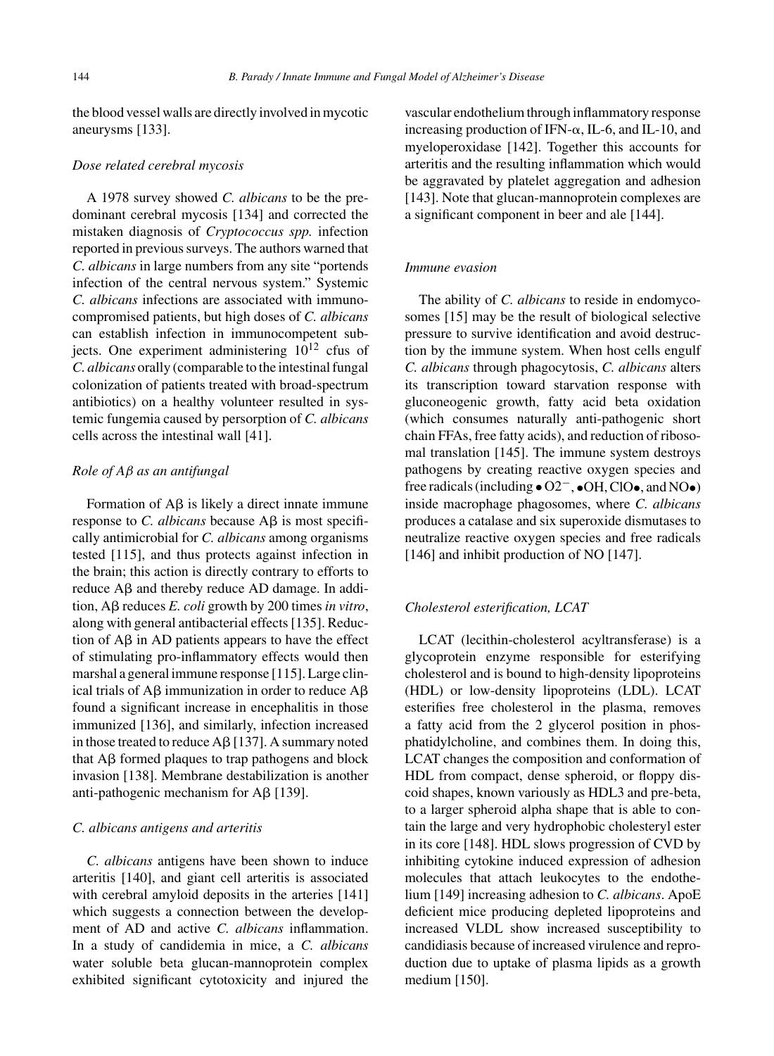the blood vessel walls are directly involved in mycotic aneurysms [133].

### *Dose related cerebral mycosis*

A 1978 survey showed *C. albicans* to be the predominant cerebral mycosis [134] and corrected the mistaken diagnosis of *Cryptococcus spp.* infection reported in previous surveys. The authors warned that *C. albicans* in large numbers from any site "portends infection of the central nervous system." Systemic *C. albicans* infections are associated with immunocompromised patients, but high doses of *C. albicans* can establish infection in immunocompetent subjects. One experiment administering $10^{12}$ cfus of *C. albicans* orally (comparable to the intestinal fungal colonization of patients treated with broad-spectrum antibiotics) on a healthy volunteer resulted in systemic fungemia caused by persorption of *C. albicans* cells across the intestinal wall [41].

### *Role of Aβ as an antifungal*

Formation of Aβ is likely a direct innate immune response to *C. albicans* because Aβ is most specifically antimicrobial for *C. albicans* among organisms tested [115], and thus protects against infection in the brain; this action is directly contrary to efforts to reduce Aβ and thereby reduce AD damage. In addition, Aβ reduces *E. coli* growth by 200 times *in vitro*, along with general antibacterial effects [135]. Reduction of Aβ in AD patients appears to have the effect of stimulating pro-inflammatory effects would then marshal a general immune response [115]. Large clinical trials of Aβ immunization in order to reduce Aβ found a significant increase in encephalitis in those immunized [136], and similarly, infection increased in those treated to reduce Aβ [137]. A summary noted that Aβ formed plaques to trap pathogens and block invasion [138]. Membrane destabilization is another anti-pathogenic mechanism for Aβ [139].

### *C. albicans antigens and arteritis*

*C. albicans* antigens have been shown to induce arteritis [140], and giant cell arteritis is associated with cerebral amyloid deposits in the arteries [141] which suggests a connection between the development of AD and active *C. albicans* inflammation. In a study of candidemia in mice, a *C. albicans* water soluble beta glucan-mannoprotein complex exhibited significant cytotoxicity and injured the vascular endothelium through inflammatory response increasing production of IFN-α, IL-6, and IL-10, and myeloperoxidase [142]. Together this accounts for arteritis and the resulting inflammation which would be aggravated by platelet aggregation and adhesion [143]. Note that glucan-mannoprotein complexes are a significant component in beer and ale [144].

### *Immune evasion*

The ability of *C. albicans* to reside in endomycosomes [15] may be the result of biological selective pressure to survive identification and avoid destruction by the immune system. When host cells engulf *C. albicans* through phagocytosis, *C. albicans* alters its transcription toward starvation response with gluconeogenic growth, fatty acid beta oxidation (which consumes naturally anti-pathogenic short chain FFAs, free fatty acids), and reduction of ribosomal translation [145]. The immune system destroys pathogens by creating reactive oxygen species and free radicals (including $\bullet O2^{-}$, $\bullet$OH, ClO$\bullet$, and NO$\bullet$) inside macrophage phagosomes, where *C. albicans* produces a catalase and six superoxide dismutases to neutralize reactive oxygen species and free radicals [146] and inhibit production of NO [147].

### *Cholesterol esterification, LCAT*

LCAT (lecithin-cholesterol acyltransferase) is a glycoprotein enzyme responsible for esterifying cholesterol and is bound to high-density lipoproteins (HDL) or low-density lipoproteins (LDL). LCAT esterifies free cholesterol in the plasma, removes a fatty acid from the 2 glycerol position in phosphatidylcholine, and combines them. In doing this, LCAT changes the composition and conformation of HDL from compact, dense spheroid, or floppy discoid shapes, known variously as HDL3 and pre-beta, to a larger spheroid alpha shape that is able to contain the large and very hydrophobic cholesteryl ester in its core [148]. HDL slows progression of CVD by inhibiting cytokine induced expression of adhesion molecules that attach leukocytes to the endothelium [149] increasing adhesion to *C. albicans*. ApoE deficient mice producing depleted lipoproteins and increased VLDL show increased susceptibility to candidiasis because of increased virulence and reproduction due to uptake of plasma lipids as a growth medium [150].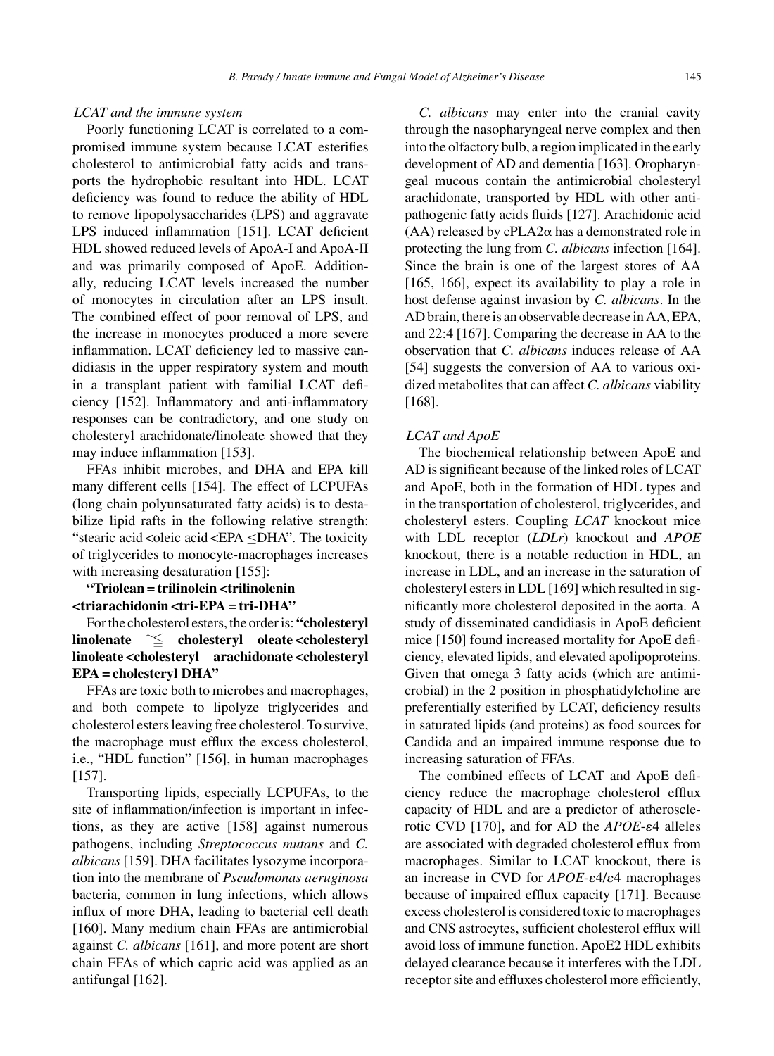*LCAT and the immune system*

Poorly functioning LCAT is correlated to a compromised immune system because LCAT esterifies cholesterol to antimicrobial fatty acids and transports the hydrophobic resultant into HDL. LCAT deficiency was found to reduce the ability of HDL to remove lipopolysaccharides (LPS) and aggravate LPS induced inflammation [151]. LCAT deficient HDL showed reduced levels of ApoA-I and ApoA-II and was primarily composed of ApoE. Additionally, reducing LCAT levels increased the number of monocytes in circulation after an LPS insult. The combined effect of poor removal of LPS, and the increase in monocytes produced a more severe inflammation. LCAT deficiency led to massive candidiasis in the upper respiratory system and mouth in a transplant patient with familial LCAT deficiency [152]. Inflammatory and anti-inflammatory responses can be contradictory, and one study on cholesteryl arachidonate/linoleate showed that they may induce inflammation [153].

FFAs inhibit microbes, and DHA and EPA kill many different cells [154]. The effect of LCPUFAs (long chain polyunsaturated fatty acids) is to destabilize lipid rafts in the following relative strength: "stearic acid <oleic acid <EPA ≤DHA". The toxicity of triglycerides to monocyte-macrophages increases with increasing desaturation [155]:

**"Triolean = trilinolein <trilinolenin <triarachidonin <tri-EPA = tri-DHA"**

For the cholesterol esters, the order is: **"cholesteryl linolenate ≃≤ cholesteryl oleate <cholesteryl linoleate <cholesteryl arachidonate <cholesteryl EPA = cholesteryl DHA"**

FFAs are toxic both to microbes and macrophages, and both compete to lipolyze triglycerides and cholesterol esters leaving free cholesterol. To survive, the macrophage must efflux the excess cholesterol, i.e., "HDL function" [156], in human macrophages [157].

Transporting lipids, especially LCPUFAs, to the site of inflammation/infection is important in infections, as they are active [158] against numerous pathogens, including *Streptococcus mutans* and *C. albicans* [159]. DHA facilitates lysozyme incorporation into the membrane of *Pseudomonas aeruginosa* bacteria, common in lung infections, which allows influx of more DHA, leading to bacterial cell death [160]. Many medium chain FFAs are antimicrobial against *C. albicans* [161], and more potent are short chain FFAs of which capric acid was applied as an antifungal [162].

*C. albicans* may enter into the cranial cavity through the nasopharyngeal nerve complex and then into the olfactory bulb, a region implicated in the early development of AD and dementia [163]. Oropharyngeal mucous contain the antimicrobial cholesteryl arachidonate, transported by HDL with other antipathogenic fatty acids fluids [127]. Arachidonic acid (AA) released by cPLA2α has a demonstrated role in protecting the lung from *C. albicans* infection [164]. Since the brain is one of the largest stores of AA [165, 166], expect its availability to play a role in host defense against invasion by *C. albicans*. In the AD brain, there is an observable decrease in AA, EPA, and 22:4 [167]. Comparing the decrease in AA to the observation that *C. albicans* induces release of AA [54] suggests the conversion of AA to various oxidized metabolites that can affect *C. albicans* viability [168].

*LCAT and ApoE*

The biochemical relationship between ApoE and AD is significant because of the linked roles of LCAT and ApoE, both in the formation of HDL types and in the transportation of cholesterol, triglycerides, and cholesteryl esters. Coupling *LCAT* knockout mice with LDL receptor (*LDLr*) knockout and *APOE* knockout, there is a notable reduction in HDL, an increase in LDL, and an increase in the saturation of cholesteryl esters in LDL [169] which resulted in significantly more cholesterol deposited in the aorta. A study of disseminated candidiasis in ApoE deficient mice [150] found increased mortality for ApoE deficiency, elevated lipids, and elevated apolipoproteins. Given that omega 3 fatty acids (which are antimicrobial) in the 2 position in phosphatidylcholine are preferentially esterified by LCAT, deficiency results in saturated lipids (and proteins) as food sources for Candida and an impaired immune response due to increasing saturation of FFAs.

The combined effects of LCAT and ApoE deficiency reduce the macrophage cholesterol efflux capacity of HDL and are a predictor of atherosclerotic CVD [170], and for AD the *APOE*-ε4 alleles are associated with degraded cholesterol efflux from macrophages. Similar to LCAT knockout, there is an increase in CVD for *APOE*-ε4/ε4 macrophages because of impaired efflux capacity [171]. Because excess cholesterol is considered toxic to macrophages and CNS astrocytes, sufficient cholesterol efflux will avoid loss of immune function. ApoE2 HDL exhibits delayed clearance because it interferes with the LDL receptor site and effluxes cholesterol more efficiently,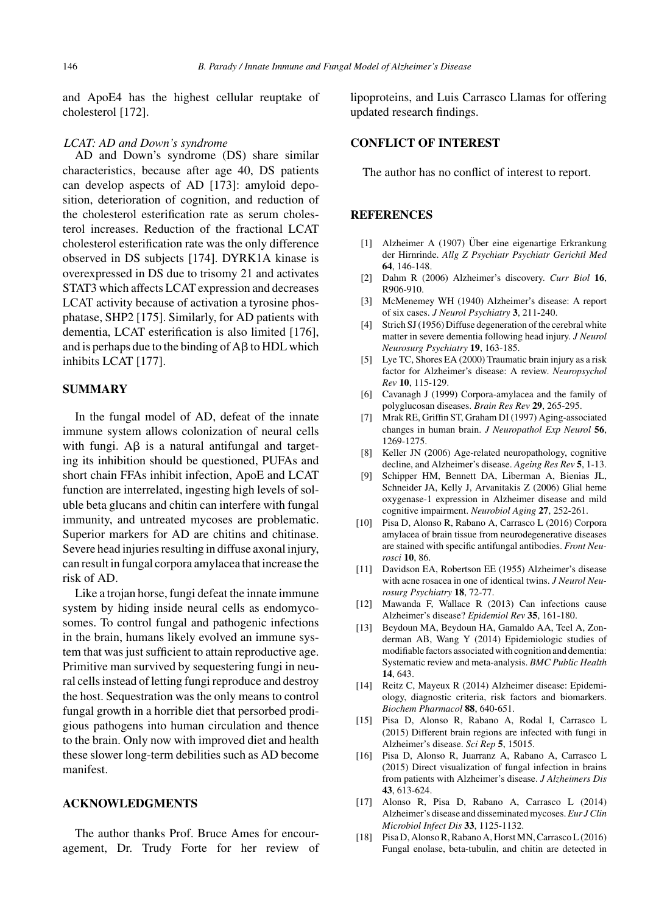and ApoE4 has the highest cellular reuptake of cholesterol [172].

*LCAT: AD and Down's syndrome*

AD and Down's syndrome (DS) share similar characteristics, because after age 40, DS patients can develop aspects of AD [173]: amyloid deposition, deterioration of cognition, and reduction of the cholesterol esterification rate as serum cholesterol increases. Reduction of the fractional LCAT cholesterol esterification rate was the only difference observed in DS subjects [174]. DYRK1A kinase is overexpressed in DS due to trisomy 21 and activates STAT3 which affects LCAT expression and decreases LCAT activity because of activation a tyrosine phosphatase, SHP2 [175]. Similarly, for AD patients with dementia, LCAT esterification is also limited [176], and is perhaps due to the binding of Aβ to HDL which inhibits LCAT [177].

## SUMMARY

In the fungal model of AD, defeat of the innate immune system allows colonization of neural cells with fungi. Aβ is a natural antifungal and targeting its inhibition should be questioned, PUFAs and short chain FFAs inhibit infection, ApoE and LCAT function are interrelated, ingesting high levels of soluble beta glucans and chitin can interfere with fungal immunity, and untreated mycoses are problematic. Superior markers for AD are chitins and chitinase. Severe head injuries resulting in diffuse axonal injury, can result in fungal corpora amylacea that increase the risk of AD.

Like a trojan horse, fungi defeat the innate immune system by hiding inside neural cells as endomycosomes. To control fungal and pathogenic infections in the brain, humans likely evolved an immune system that was just sufficient to attain reproductive age. Primitive man survived by sequestering fungi in neural cells instead of letting fungi reproduce and destroy the host. Sequestration was the only means to control fungal growth in a horrible diet that persorbed prodigious pathogens into human circulation and thence to the brain. Only now with improved diet and health these slower long-term debilities such as AD become manifest.

## ACKNOWLEDGMENTS

The author thanks Prof. Bruce Ames for encouragement, Dr. Trudy Forte for her review of lipoproteins, and Luis Carrasco Llamas for offering updated research findings.

## CONFLICT OF INTEREST

The author has no conflict of interest to report.

## REFERENCES

- [1] Alzheimer A (1907) Über eine eigenartige Erkrankung der Hirnrinde. *Allg Z Psychiatr Psychiatr Gerichtl Med* **64**, 146-148.
- [2] Dahm R (2006) Alzheimer's discovery. *Curr Biol* **16**, R906-910.
- [3] McMenemey WH (1940) Alzheimer's disease: A report of six cases. *J Neurol Psychiatry* **3**, 211-240.
- [4] Strich SJ (1956) Diffuse degeneration of the cerebral white matter in severe dementia following head injury. *J Neurol Neurosurg Psychiatry* **19**, 163-185.
- [5] Lye TC, Shores EA (2000) Traumatic brain injury as a risk factor for Alzheimer's disease: A review. *Neuropsychol Rev* **10**, 115-129.
- [6] Cavanagh J (1999) Corpora-amylacea and the family of polyglucosan diseases. *Brain Res Rev* **29**, 265-295.
- [7] Mrak RE, Griffin ST, Graham DI (1997) Aging-associated changes in human brain. *J Neuropathol Exp Neurol* **56**, 1269-1275.
- [8] Keller JN (2006) Age-related neuropathology, cognitive decline, and Alzheimer's disease. *Ageing Res Rev* **5**, 1-13.
- [9] Schipper HM, Bennett DA, Liberman A, Bienias JL, Schneider JA, Kelly J, Arvanitakis Z (2006) Glial heme oxygenase-1 expression in Alzheimer disease and mild cognitive impairment. *Neurobiol Aging* **27**, 252-261.
- [10] Pisa D, Alonso R, Rabano A, Carrasco L (2016) Corpora amylacea of brain tissue from neurodegenerative diseases are stained with specific antifungal antibodies. *Front Neurosci* **10**, 86.
- [11] Davidson EA, Robertson EE (1955) Alzheimer's disease with acne rosacea in one of identical twins. *J Neurol Neurosurg Psychiatry* **18**, 72-77.
- [12] Mawanda F, Wallace R (2013) Can infections cause Alzheimer's disease? *Epidemiol Rev* **35**, 161-180.
- [13] Beydoun MA, Beydoun HA, Gamaldo AA, Teel A, Zonderman AB, Wang Y (2014) Epidemiologic studies of modifiable factors associated with cognition and dementia: Systematic review and meta-analysis. *BMC Public Health* **14**, 643.
- [14] Reitz C, Mayeux R (2014) Alzheimer disease: Epidemiology, diagnostic criteria, risk factors and biomarkers. *Biochem Pharmacol* **88**, 640-651.
- [15] Pisa D, Alonso R, Rabano A, Rodal I, Carrasco L (2015) Different brain regions are infected with fungi in Alzheimer's disease. *Sci Rep* **5**, 15015.
- [16] Pisa D, Alonso R, Juarranz A, Rabano A, Carrasco L (2015) Direct visualization of fungal infection in brains from patients with Alzheimer's disease. *J Alzheimers Dis* **43**, 613-624.
- [17] Alonso R, Pisa D, Rabano A, Carrasco L (2014) Alzheimer's disease and disseminated mycoses. *Eur J Clin Microbiol Infect Dis* **33**, 1125-1132.
- [18] Pisa D, Alonso R, Rabano A, Horst MN, Carrasco L (2016) Fungal enolase, beta-tubulin, and chitin are detected in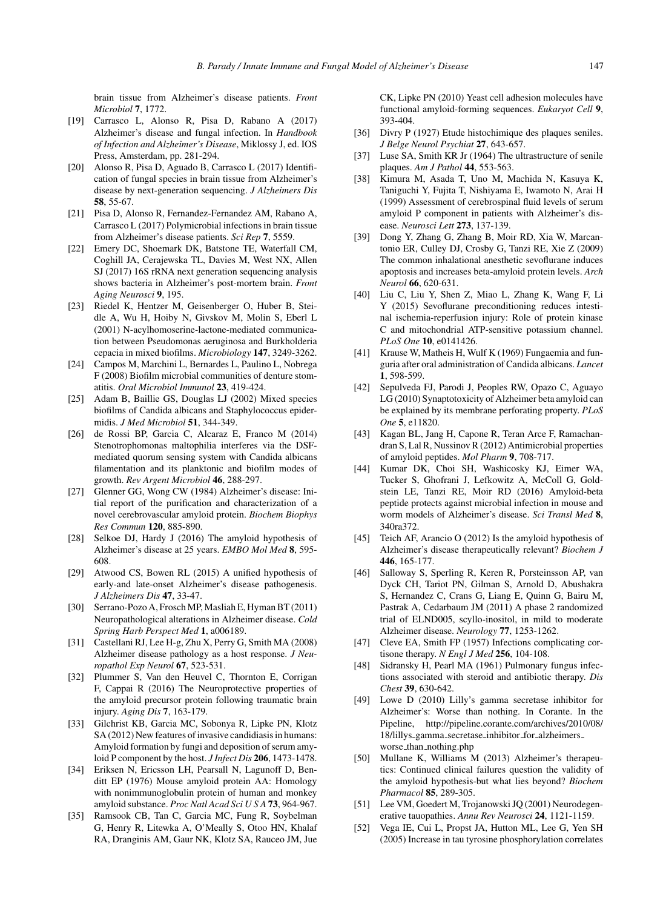brain tissue from Alzheimer's disease patients. *Front Microbiol* **7**, 1772.

[19] Carrasco L, Alonso R, Pisa D, Rabano A (2017) Alzheimer's disease and fungal infection. In *Handbook of Infection and Alzheimer's Disease*, Miklossy J, ed. IOS Press, Amsterdam, pp. 281-294.

[20] Alonso R, Pisa D, Aguado B, Carrasco L (2017) Identification of fungal species in brain tissue from Alzheimer's disease by next-generation sequencing. *J Alzheimers Dis* **58**, 55-67.

[21] Pisa D, Alonso R, Fernandez-Fernandez AM, Rabano A, Carrasco L (2017) Polymicrobial infections in brain tissue from Alzheimer's disease patients. *Sci Rep* **7**, 5559.

[22] Emery DC, Shoemark DK, Batstone TE, Waterfall CM, Coghill JA, Cerajewska TL, Davies M, West NX, Allen SJ (2017) 16S rRNA next generation sequencing analysis shows bacteria in Alzheimer's post-mortem brain. *Front Aging Neurosci* **9**, 195.

[23] Riedel K, Hentzer M, Geisenberger O, Huber B, Steidle A, Wu H, Hoiby N, Givskov M, Molin S, Eberl L (2001) N-acylhomoserine-lactone-mediated communication between Pseudomonas aeruginosa and Burkholderia cepacia in mixed biofilms. *Microbiology* **147**, 3249-3262.

[24] Campos M, Marchini L, Bernardes L, Paulino L, Nobrega F (2008) Biofilm microbial communities of denture stomatitis. *Oral Microbiol Immunol* **23**, 419-424.

[25] Adam B, Baillie GS, Douglas LJ (2002) Mixed species biofilms of Candida albicans and Staphylococcus epidermidis. *J Med Microbiol* **51**, 344-349.

[26] de Rossi BP, Garcia C, Alcaraz E, Franco M (2014) Stenotrophomonas maltophilia interferes via the DSF-mediated quorum sensing system with Candida albicans filamentation and its planktonic and biofilm modes of growth. *Rev Argent Microbiol* **46**, 288-297.

[27] Glenner GG, Wong CW (1984) Alzheimer's disease: Initial report of the purification and characterization of a novel cerebrovascular amyloid protein. *Biochem Biophys Res Commun* **120**, 885-890.

[28] Selkoe DJ, Hardy J (2016) The amyloid hypothesis of Alzheimer's disease at 25 years. *EMBO Mol Med* **8**, 595-608.

[29] Atwood CS, Bowen RL (2015) A unified hypothesis of early-and late-onset Alzheimer's disease pathogenesis. *J Alzheimers Dis* **47**, 33-47.

[30] Serrano-Pozo A, Frosch MP, Masliah E, Hyman BT (2011) Neuropathological alterations in Alzheimer disease. *Cold Spring Harb Perspect Med* **1**, a006189.

[31] Castellani RJ, Lee H-g, Zhu X, Perry G, Smith MA (2008) Alzheimer disease pathology as a host response. *J Neuropathol Exp Neurol* **67**, 523-531.

[32] Plummer S, Van den Heuvel C, Thornton E, Corrigan F, Cappai R (2016) The Neuroprotective properties of the amyloid precursor protein following traumatic brain injury. *Aging Dis* **7**, 163-179.

[33] Gilchrist KB, Garcia MC, Sobonya R, Lipke PN, Klotz SA (2012) New features of invasive candidiasis in humans: Amyloid formation by fungi and deposition of serum amyloid P component by the host. *J Infect Dis* **206**, 1473-1478.

[34] Eriksen N, Ericsson LH, Pearsall N, Lagunoff D, Benditt EP (1976) Mouse amyloid protein AA: Homology with nonimmunoglobulin protein of human and monkey amyloid substance. *Proc Natl Acad Sci U S A* **73**, 964-967.

[35] Ramsook CB, Tan C, Garcia MC, Fung R, Soybelman G, Henry R, Litewka A, O'Meally S, Otoo HN, Khalaf RA, Dranginis AM, Gaur NK, Klotz SA, Rauceo JM, Jue CK, Lipke PN (2010) Yeast cell adhesion molecules have functional amyloid-forming sequences. *Eukaryot Cell* **9**, 393-404.

[36] Divry P (1927) Etude histochimique des plaques seniles. *J Belge Neurol Psychiat* **27**, 643-657.

[37] Luse SA, Smith KR Jr (1964) The ultrastructure of senile plaques. *Am J Pathol* **44**, 553-563.

[38] Kimura M, Asada T, Uno M, Machida N, Kasuya K, Taniguchi Y, Fujita T, Nishiyama E, Iwamoto N, Arai H (1999) Assessment of cerebrospinal fluid levels of serum amyloid P component in patients with Alzheimer's disease. *Neurosci Lett* **273**, 137-139.

[39] Dong Y, Zhang G, Zhang B, Moir RD, Xia W, Marcantonio ER, Culley DJ, Crosby G, Tanzi RE, Xie Z (2009) The common inhalational anesthetic sevoflurane induces apoptosis and increases beta-amyloid protein levels. *Arch Neurol* **66**, 620-631.

[40] Liu C, Liu Y, Shen Z, Miao L, Zhang K, Wang F, Li Y (2015) Sevoflurane preconditioning reduces intestinal ischemia-reperfusion injury: Role of protein kinase C and mitochondrial ATP-sensitive potassium channel. *PLoS One* **10**, e0141426.

[41] Krause W, Matheis H, Wulf K (1969) Fungaemia and funguria after oral administration of Candida albicans. *Lancet* **1**, 598-599.

[42] Sepulveda FJ, Parodi J, Peoples RW, Opazo C, Aguayo LG (2010) Synaptotoxicity of Alzheimer beta amyloid can be explained by its membrane perforating property. *PLoS One* **5**, e11820.

[43] Kagan BL, Jang H, Capone R, Teran Arce F, Ramachandran S, Lal R, Nussinov R (2012) Antimicrobial properties of amyloid peptides. *Mol Pharm* **9**, 708-717.

[44] Kumar DK, Choi SH, Washicosky KJ, Eimer WA, Tucker S, Ghofrani J, Lefkowitz A, McColl G, Goldstein LE, Tanzi RE, Moir RD (2016) Amyloid-beta peptide protects against microbial infection in mouse and worm models of Alzheimer's disease. *Sci Transl Med* **8**, 340ra372.

[45] Teich AF, Arancio O (2012) Is the amyloid hypothesis of Alzheimer's disease therapeutically relevant? *Biochem J* **446**, 165-177.

[46] Salloway S, Sperling R, Keren R, Porsteinsson AP, van Dyck CH, Tariot PN, Gilman S, Arnold D, Abushakra S, Hernandez C, Crans G, Liang E, Quinn G, Bairu M, Pastrak A, Cedarbaum JM (2011) A phase 2 randomized trial of ELND005, scyllo-inositol, in mild to moderate Alzheimer disease. *Neurology* **77**, 1253-1262.

[47] Cleve EA, Smith FP (1957) Infections complicating cortisone therapy. *N Engl J Med* **256**, 104-108.

[48] Sidransky H, Pearl MA (1961) Pulmonary fungus infections associated with steroid and antibiotic therapy. *Dis Chest* **39**, 630-642.

[49] Lowe D (2010) Lilly's gamma secretase inhibitor for Alzheimer's: Worse than nothing. In Corante. In the Pipeline, http://pipeline.corante.com/archives/2010/08/18/lillys_gamma_secretase_inhibitor_for_alzheimers_worse_than_nothing.php

[50] Mullane K, Williams M (2013) Alzheimer's therapeutics: Continued clinical failures question the validity of the amyloid hypothesis-but what lies beyond? *Biochem Pharmacol* **85**, 289-305.

[51] Lee VM, Goedert M, Trojanowski JQ (2001) Neurodegenerative tauopathies. *Annu Rev Neurosci* **24**, 1121-1159.

[52] Vega IE, Cui L, Propst JA, Hutton ML, Lee G, Yen SH (2005) Increase in tau tyrosine phosphorylation correlates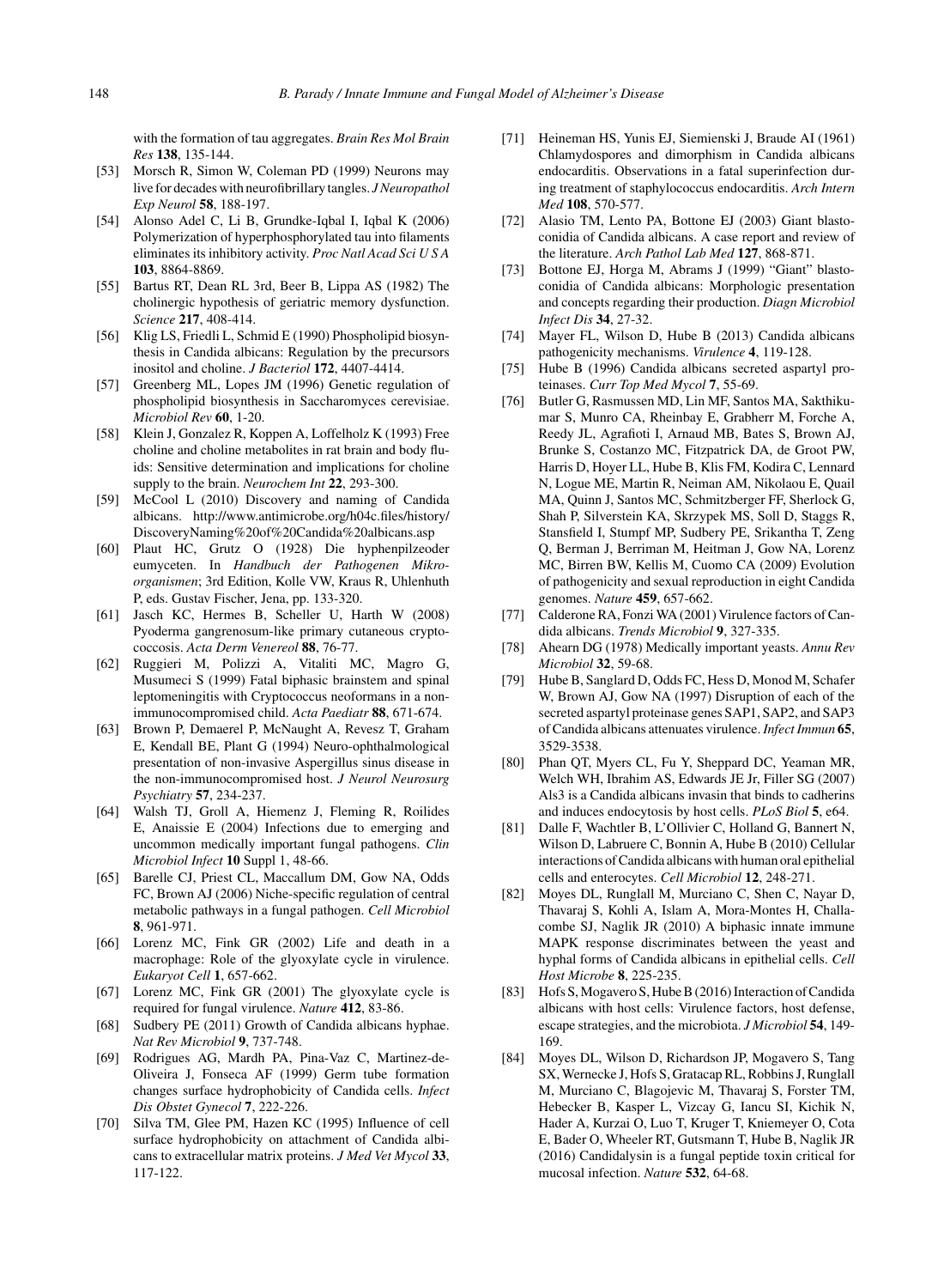with the formation of tau aggregates. *Brain Res Mol Brain Res* **138**, 135-144.

[53] Morsch R, Simon W, Coleman PD (1999) Neurons may live for decades with neurofibrillary tangles. *J Neuropathol Exp Neurol* **58**, 188-197.

[54] Alonso Adel C, Li B, Grundke-Iqbal I, Iqbal K (2006) Polymerization of hyperphosphorylated tau into filaments eliminates its inhibitory activity. *Proc Natl Acad Sci U S A* **103**, 8864-8869.

[55] Bartus RT, Dean RL 3rd, Beer B, Lippa AS (1982) The cholinergic hypothesis of geriatric memory dysfunction. *Science* **217**, 408-414.

[56] Klig LS, Friedli L, Schmid E (1990) Phospholipid biosynthesis in Candida albicans: Regulation by the precursors inositol and choline. *J Bacteriol* **172**, 4407-4414.

[57] Greenberg ML, Lopes JM (1996) Genetic regulation of phospholipid biosynthesis in Saccharomyces cerevisiae. *Microbiol Rev* **60**, 1-20.

[58] Klein J, Gonzalez R, Koppen A, Loffelholz K (1993) Free choline and choline metabolites in rat brain and body fluids: Sensitive determination and implications for choline supply to the brain. *Neurochem Int* **22**, 293-300.

[59] McCool L (2010) Discovery and naming of Candida albicans. http://www.antimicrobe.org/h04c.files/history/DiscoveryNaming%20of%20Candida%20albicans.asp

[60] Plaut HC, Grutz O (1928) Die hyphenpilzeoder eumyceten. In *Handbuch der Pathogenen Mikroorganismen*; 3rd Edition, Kolle VW, Kraus R, Uhlenhuth P, eds. Gustav Fischer, Jena, pp. 133-320.

[61] Jasch KC, Hermes B, Scheller U, Harth W (2008) Pyoderma gangrenosum-like primary cutaneous cryptococcosis. *Acta Derm Venereol* **88**, 76-77.

[62] Ruggieri M, Polizzi A, Vitaliti MC, Magro G, Musumeci S (1999) Fatal biphasic brainstem and spinal leptomeningitis with Cryptococcus neoformans in a non-immunocompromised child. *Acta Paediatr* **88**, 671-674.

[63] Brown P, Demaerel P, McNaught A, Revesz T, Graham E, Kendall BE, Plant G (1994) Neuro-ophthalmological presentation of non-invasive Aspergillus sinus disease in the non-immunocompromised host. *J Neurol Neurosurg Psychiatry* **57**, 234-237.

[64] Walsh TJ, Groll A, Hiemenz J, Fleming R, Roilides E, Anaissie E (2004) Infections due to emerging and uncommon medically important fungal pathogens. *Clin Microbiol Infect* **10** Suppl 1, 48-66.

[65] Barelle CJ, Priest CL, Maccallum DM, Gow NA, Odds FC, Brown AJ (2006) Niche-specific regulation of central metabolic pathways in a fungal pathogen. *Cell Microbiol* **8**, 961-971.

[66] Lorenz MC, Fink GR (2002) Life and death in a macrophage: Role of the glyoxylate cycle in virulence. *Eukaryot Cell* **1**, 657-662.

[67] Lorenz MC, Fink GR (2001) The glyoxylate cycle is required for fungal virulence. *Nature* **412**, 83-86.

[68] Sudbery PE (2011) Growth of Candida albicans hyphae. *Nat Rev Microbiol* **9**, 737-748.

[69] Rodrigues AG, Mardh PA, Pina-Vaz C, Martinez-de-Oliveira J, Fonseca AF (1999) Germ tube formation changes surface hydrophobicity of Candida cells. *Infect Dis Obstet Gynecol* **7**, 222-226.

[70] Silva TM, Glee PM, Hazen KC (1995) Influence of cell surface hydrophobicity on attachment of Candida albicans to extracellular matrix proteins. *J Med Vet Mycol* **33**, 117-122.

[71] Heineman HS, Yunis EJ, Siemienski J, Braude AI (1961) Chlamydospores and dimorphism in Candida albicans endocarditis. Observations in a fatal superinfection during treatment of staphylococcus endocarditis. *Arch Intern Med* **108**, 570-577.

[72] Alasio TM, Lento PA, Bottone EJ (2003) Giant blastoconidia of Candida albicans. A case report and review of the literature. *Arch Pathol Lab Med* **127**, 868-871.

[73] Bottone EJ, Horga M, Abrams J (1999) "Giant" blastoconidia of Candida albicans: Morphologic presentation and concepts regarding their production. *Diagn Microbiol Infect Dis* **34**, 27-32.

[74] Mayer FL, Wilson D, Hube B (2013) Candida albicans pathogenicity mechanisms. *Virulence* **4**, 119-128.

[75] Hube B (1996) Candida albicans secreted aspartyl proteinases. *Curr Top Med Mycol* **7**, 55-69.

[76] Butler G, Rasmussen MD, Lin MF, Santos MA, Sakthikumar S, Munro CA, Rheinbay E, Grabherr M, Forche A, Reedy JL, Agrafioti I, Arnaud MB, Bates S, Brown AJ, Brunke S, Costanzo MC, Fitzpatrick DA, de Groot PW, Harris D, Hoyer LL, Hube B, Klis FM, Kodira C, Lennard N, Logue ME, Martin R, Neiman AM, Nikolaou E, Quail MA, Quinn J, Santos MC, Schmitzberger FF, Sherlock G, Shah P, Silverstein KA, Skrzypek MS, Soll D, Staggs R, Stansfield I, Stumpf MP, Sudbery PE, Srikantha T, Zeng Q, Berman J, Berriman M, Heitman J, Gow NA, Lorenz MC, Birren BW, Kellis M, Cuomo CA (2009) Evolution of pathogenicity and sexual reproduction in eight Candida genomes. *Nature* **459**, 657-662.

[77] Calderone RA, Fonzi WA (2001) Virulence factors of Candida albicans. *Trends Microbiol* **9**, 327-335.

[78] Ahearn DG (1978) Medically important yeasts. *Annu Rev Microbiol* **32**, 59-68.

[79] Hube B, Sanglard D, Odds FC, Hess D, Monod M, Schafer W, Brown AJ, Gow NA (1997) Disruption of each of the secreted aspartyl proteinase genes SAP1, SAP2, and SAP3 of Candida albicans attenuates virulence. *Infect Immun* **65**, 3529-3538.

[80] Phan QT, Myers CL, Fu Y, Sheppard DC, Yeaman MR, Welch WH, Ibrahim AS, Edwards JE Jr, Filler SG (2007) Als3 is a Candida albicans invasin that binds to cadherins and induces endocytosis by host cells. *PLoS Biol* **5**, e64.

[81] Dalle F, Wachtler B, L'Ollivier C, Holland G, Bannert N, Wilson D, Labruere C, Bonnin A, Hube B (2010) Cellular interactions of Candida albicans with human oral epithelial cells and enterocytes. *Cell Microbiol* **12**, 248-271.

[82] Moyes DL, Runglall M, Murciano C, Shen C, Nayar D, Thavaraj S, Kohli A, Islam A, Mora-Montes H, Challacombe SJ, Naglik JR (2010) A biphasic innate immune MAPK response discriminates between the yeast and hyphal forms of Candida albicans in epithelial cells. *Cell Host Microbe* **8**, 225-235.

[83] Hofs S, Mogavero S, Hube B (2016) Interaction of Candida albicans with host cells: Virulence factors, host defense, escape strategies, and the microbiota. *J Microbiol* **54**, 149-169.

[84] Moyes DL, Wilson D, Richardson JP, Mogavero S, Tang SX, Wernecke J, Hofs S, Gratacap RL, Robbins J, Runglall M, Murciano C, Blagojevic M, Thavaraj S, Forster TM, Hebecker B, Kasper L, Vizcay G, Iancu SI, Kichik N, Hader A, Kurzai O, Luo T, Kruger T, Kniemeyer O, Cota E, Bader O, Wheeler RT, Gutsmann T, Hube B, Naglik JR (2016) Candidalysin is a fungal peptide toxin critical for mucosal infection. *Nature* **532**, 64-68.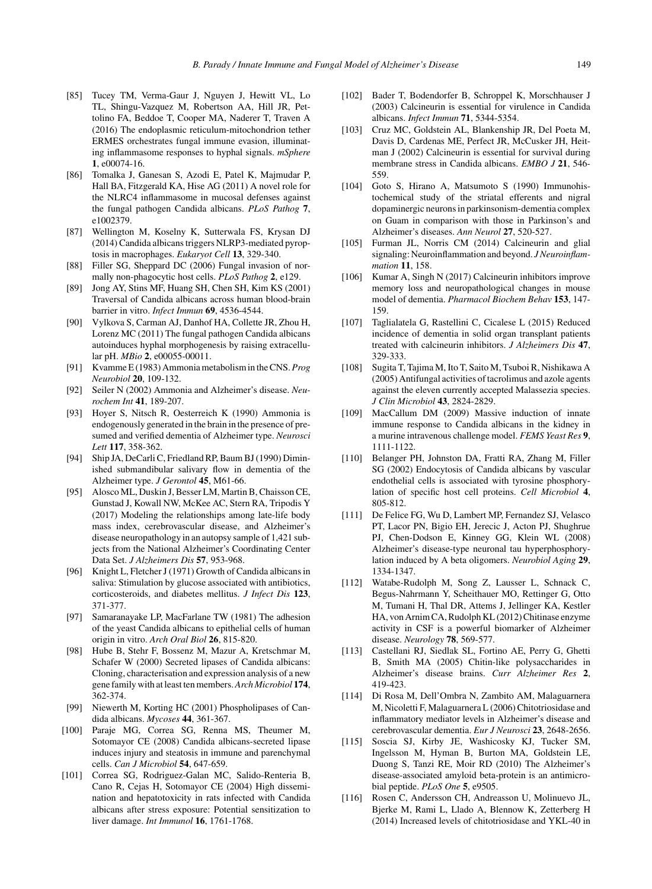[85] Tucey TM, Verma-Gaur J, Nguyen J, Hewitt VL, Lo TL, Shingu-Vazquez M, Robertson AA, Hill JR, Pettolino FA, Beddoe T, Cooper MA, Naderer T, Traven A (2016) The endoplasmic reticulum-mitochondrion tether ERMES orchestrates fungal immune evasion, illuminating inflammasome responses to hyphal signals. *mSphere* **1**, e00074-16.

[86] Tomalka J, Ganesan S, Azodi E, Patel K, Majmudar P, Hall BA, Fitzgerald KA, Hise AG (2011) A novel role for the NLRC4 inflammasome in mucosal defenses against the fungal pathogen Candida albicans. *PLoS Pathog* **7**, e1002379.

[87] Wellington M, Koselny K, Sutterwala FS, Krysan DJ (2014) Candida albicans triggers NLRP3-mediated pyroptosis in macrophages. *Eukaryot Cell* **13**, 329-340.

[88] Filler SG, Sheppard DC (2006) Fungal invasion of normally non-phagocytic host cells. *PLoS Pathog* **2**, e129.

[89] Jong AY, Stins MF, Huang SH, Chen SH, Kim KS (2001) Traversal of Candida albicans across human blood-brain barrier in vitro. *Infect Immun* **69**, 4536-4544.

[90] Vylkova S, Carman AJ, Danhof HA, Collette JR, Zhou H, Lorenz MC (2011) The fungal pathogen Candida albicans autoinduces hyphal morphogenesis by raising extracellular pH. *MBio* **2**, e00055-00011.

[91] Kvamme E (1983) Ammonia metabolism in the CNS. *Prog Neurobiol* **20**, 109-132.

[92] Seiler N (2002) Ammonia and Alzheimer's disease. *Neurochem Int* **41**, 189-207.

[93] Hoyer S, Nitsch R, Oesterreich K (1990) Ammonia is endogenously generated in the brain in the presence of presumed and verified dementia of Alzheimer type. *Neurosci Lett* **117**, 358-362.

[94] Ship JA, DeCarli C, Friedland RP, Baum BJ (1990) Diminished submandibular salivary flow in dementia of the Alzheimer type. *J Gerontol* **45**, M61-66.

[95] Alosco ML, Duskin J, Besser LM, Martin B, Chaisson CE, Gunstad J, Kowall NW, McKee AC, Stern RA, Tripodis Y (2017) Modeling the relationships among late-life body mass index, cerebrovascular disease, and Alzheimer's disease neuropathology in an autopsy sample of 1,421 subjects from the National Alzheimer's Coordinating Center Data Set. *J Alzheimers Dis* **57**, 953-968.

[96] Knight L, Fletcher J (1971) Growth of Candida albicans in saliva: Stimulation by glucose associated with antibiotics, corticosteroids, and diabetes mellitus. *J Infect Dis* **123**, 371-377.

[97] Samaranayake LP, MacFarlane TW (1981) The adhesion of the yeast Candida albicans to epithelial cells of human origin in vitro. *Arch Oral Biol* **26**, 815-820.

[98] Hube B, Stehr F, Bossenz M, Mazur A, Kretschmar M, Schafer W (2000) Secreted lipases of Candida albicans: Cloning, characterisation and expression analysis of a new gene family with at least ten members. *Arch Microbiol* **174**, 362-374.

[99] Niewerth M, Korting HC (2001) Phospholipases of Candida albicans. *Mycoses* **44**, 361-367.

[100] Paraje MG, Correa SG, Renna MS, Theumer M, Sotomayor CE (2008) Candida albicans-secreted lipase induces injury and steatosis in immune and parenchymal cells. *Can J Microbiol* **54**, 647-659.

[101] Correa SG, Rodriguez-Galan MC, Salido-Renteria B, Cano R, Cejas H, Sotomayor CE (2004) High dissemination and hepatotoxicity in rats infected with Candida albicans after stress exposure: Potential sensitization to liver damage. *Int Immunol* **16**, 1761-1768.

[102] Bader T, Bodendorfer B, Schroppel K, Morschhauser J (2003) Calcineurin is essential for virulence in Candida albicans. *Infect Immun* **71**, 5344-5354.

[103] Cruz MC, Goldstein AL, Blankenship JR, Del Poeta M, Davis D, Cardenas ME, Perfect JR, McCusker JH, Heitman J (2002) Calcineurin is essential for survival during membrane stress in Candida albicans. *EMBO J* **21**, 546-559.

[104] Goto S, Hirano A, Matsumoto S (1990) Immunohistochemical study of the striatal efferents and nigral dopaminergic neurons in parkinsonism-dementia complex on Guam in comparison with those in Parkinson's and Alzheimer's diseases. *Ann Neurol* **27**, 520-527.

[105] Furman JL, Norris CM (2014) Calcineurin and glial signaling: Neuroinflammation and beyond. *J Neuroinflammation* **11**, 158.

[106] Kumar A, Singh N (2017) Calcineurin inhibitors improve memory loss and neuropathological changes in mouse model of dementia. *Pharmacol Biochem Behav* **153**, 147-159.

[107] Taglialatela G, Rastellini C, Cicalese L (2015) Reduced incidence of dementia in solid organ transplant patients treated with calcineurin inhibitors. *J Alzheimers Dis* **47**, 329-333.

[108] Sugita T, Tajima M, Ito T, Saito M, Tsuboi R, Nishikawa A (2005) Antifungal activities of tacrolimus and azole agents against the eleven currently accepted Malassezia species. *J Clin Microbiol* **43**, 2824-2829.

[109] MacCallum DM (2009) Massive induction of innate immune response to Candida albicans in the kidney in a murine intravenous challenge model. *FEMS Yeast Res* **9**, 1111-1122.

[110] Belanger PH, Johnston DA, Fratti RA, Zhang M, Filler SG (2002) Endocytosis of Candida albicans by vascular endothelial cells is associated with tyrosine phosphorylation of specific host cell proteins. *Cell Microbiol* **4**, 805-812.

[111] De Felice FG, Wu D, Lambert MP, Fernandez SJ, Velasco PT, Lacor PN, Bigio EH, Jerecic J, Acton PJ, Shughrue PJ, Chen-Dodson E, Kinney GG, Klein WL (2008) Alzheimer's disease-type neuronal tau hyperphosphorylation induced by A beta oligomers. *Neurobiol Aging* **29**, 1334-1347.

[112] Watabe-Rudolph M, Song Z, Lausser L, Schnack C, Begus-Nahrmann Y, Scheithauer MO, Rettinger G, Otto M, Tumani H, Thal DR, Attems J, Jellinger KA, Kestler HA, von Arnim CA, Rudolph KL (2012) Chitinase enzyme activity in CSF is a powerful biomarker of Alzheimer disease. *Neurology* **78**, 569-577.

[113] Castellani RJ, Siedlak SL, Fortino AE, Perry G, Ghetti B, Smith MA (2005) Chitin-like polysaccharides in Alzheimer's disease brains. *Curr Alzheimer Res* **2**, 419-423.

[114] Di Rosa M, Dell'Ombra N, Zambito AM, Malaguarnera M, Nicoletti F, Malaguarnera L (2006) Chitotriosidase and inflammatory mediator levels in Alzheimer's disease and cerebrovascular dementia. *Eur J Neurosci* **23**, 2648-2656.

[115] Soscia SJ, Kirby JE, Washicosky KJ, Tucker SM, Ingelsson M, Hyman B, Burton MA, Goldstein LE, Duong S, Tanzi RE, Moir RD (2010) The Alzheimer's disease-associated amyloid beta-protein is an antimicrobial peptide. *PLoS One* **5**, e9505.

[116] Rosen C, Andersson CH, Andreasson U, Molinuevo JL, Bjerke M, Rami L, Llado A, Blennow K, Zetterberg H (2014) Increased levels of chitotriosidase and YKL-40 in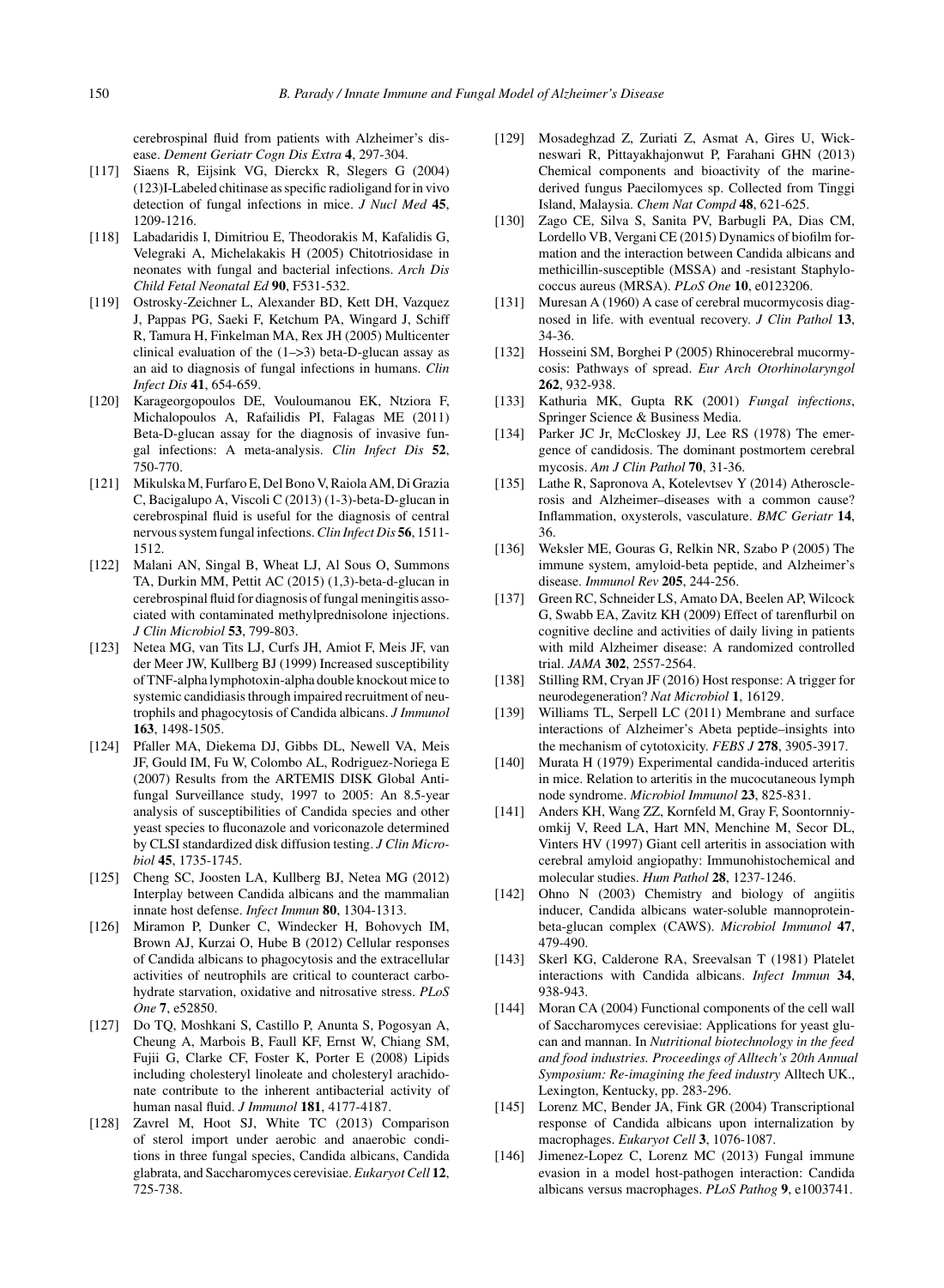cerebrospinal fluid from patients with Alzheimer's disease. *Dement Geriatr Cogn Dis Extra* **4**, 297-304.

[117] Siaens R, Eijsink VG, Dierckx R, Slegers G (2004) (123)I-Labeled chitinase as specific radioligand for in vivo detection of fungal infections in mice. *J Nucl Med* **45**, 1209-1216.

[118] Labadaridis I, Dimitriou E, Theodorakis M, Kafalidis G, Velegraki A, Michelakakis H (2005) Chitotriosidase in neonates with fungal and bacterial infections. *Arch Dis Child Fetal Neonatal Ed* **90**, F531-532.

[119] Ostrosky-Zeichner L, Alexander BD, Kett DH, Vazquez J, Pappas PG, Saeki F, Ketchum PA, Wingard J, Schiff R, Tamura H, Finkelman MA, Rex JH (2005) Multicenter clinical evaluation of the (1–>3) beta-D-glucan assay as an aid to diagnosis of fungal infections in humans. *Clin Infect Dis* **41**, 654-659.

[120] Karageorgopoulos DE, Vouloumanou EK, Ntziora F, Michalopoulos A, Rafailidis PI, Falagas ME (2011) Beta-D-glucan assay for the diagnosis of invasive fungal infections: A meta-analysis. *Clin Infect Dis* **52**, 750-770.

[121] Mikulska M, Furfaro E, Del Bono V, Raiola AM, Di Grazia C, Bacigalupo A, Viscoli C (2013) (1-3)-beta-D-glucan in cerebrospinal fluid is useful for the diagnosis of central nervous system fungal infections. *Clin Infect Dis* **56**, 1511-1512.

[122] Malani AN, Singal B, Wheat LJ, Al Sous O, Summons TA, Durkin MM, Pettit AC (2015) (1,3)-beta-d-glucan in cerebrospinal fluid for diagnosis of fungal meningitis associated with contaminated methylprednisolone injections. *J Clin Microbiol* **53**, 799-803.

[123] Netea MG, van Tits LJ, Curfs JH, Amiot F, Meis JF, van der Meer JW, Kullberg BJ (1999) Increased susceptibility of TNF-alpha lymphotoxin-alpha double knockout mice to systemic candidiasis through impaired recruitment of neutrophils and phagocytosis of Candida albicans. *J Immunol* **163**, 1498-1505.

[124] Pfaller MA, Diekema DJ, Gibbs DL, Newell VA, Meis JF, Gould IM, Fu W, Colombo AL, Rodriguez-Noriega E (2007) Results from the ARTEMIS DISK Global Antifungal Surveillance study, 1997 to 2005: An 8.5-year analysis of susceptibilities of Candida species and other yeast species to fluconazole and voriconazole determined by CLSI standardized disk diffusion testing. *J Clin Microbiol* **45**, 1735-1745.

[125] Cheng SC, Joosten LA, Kullberg BJ, Netea MG (2012) Interplay between Candida albicans and the mammalian innate host defense. *Infect Immun* **80**, 1304-1313.

[126] Miramon P, Dunker C, Windecker H, Bohovych IM, Brown AJ, Kurzai O, Hube B (2012) Cellular responses of Candida albicans to phagocytosis and the extracellular activities of neutrophils are critical to counteract carbohydrate starvation, oxidative and nitrosative stress. *PLoS One* **7**, e52850.

[127] Do TQ, Moshkani S, Castillo P, Anunta S, Pogosyan A, Cheung A, Marbois B, Faull KF, Ernst W, Chiang SM, Fujii G, Clarke CF, Foster K, Porter E (2008) Lipids including cholesteryl linoleate and cholesteryl arachidonate contribute to the inherent antibacterial activity of human nasal fluid. *J Immunol* **181**, 4177-4187.

[128] Zavrel M, Hoot SJ, White TC (2013) Comparison of sterol import under aerobic and anaerobic conditions in three fungal species, Candida albicans, Candida glabrata, and Saccharomyces cerevisiae. *Eukaryot Cell* **12**, 725-738.

[129] Mosadeghzad Z, Zuriati Z, Asmat A, Gires U, Wickneswari R, Pittayakhajonwut P, Farahani GHN (2013) Chemical components and bioactivity of the marine-derived fungus Paecilomyces sp. Collected from Tinggi Island, Malaysia. *Chem Nat Compd* **48**, 621-625.

[130] Zago CE, Silva S, Sanita PV, Barbugli PA, Dias CM, Lordello VB, Vergani CE (2015) Dynamics of biofilm formation and the interaction between Candida albicans and methicillin-susceptible (MSSA) and -resistant Staphylococcus aureus (MRSA). *PLoS One* **10**, e0123206.

[131] Muresan A (1960) A case of cerebral mucormycosis diagnosed in life. with eventual recovery. *J Clin Pathol* **13**, 34-36.

[132] Hosseini SM, Borghei P (2005) Rhinocerebral mucormycosis: Pathways of spread. *Eur Arch Otorhinolaryngol* **262**, 932-938.

[133] Kathuria MK, Gupta RK (2001) *Fungal infections*, Springer Science & Business Media.

[134] Parker JC Jr, McCloskey JJ, Lee RS (1978) The emergence of candidosis. The dominant postmortem cerebral mycosis. *Am J Clin Pathol* **70**, 31-36.

[135] Lathe R, Sapronova A, Kotelevtsev Y (2014) Atherosclerosis and Alzheimer–diseases with a common cause? Inflammation, oxysterols, vasculature. *BMC Geriatr* **14**, 36.

[136] Weksler ME, Gouras G, Relkin NR, Szabo P (2005) The immune system, amyloid-beta peptide, and Alzheimer's disease. *Immunol Rev* **205**, 244-256.

[137] Green RC, Schneider LS, Amato DA, Beelen AP, Wilcock G, Swabb EA, Zavitz KH (2009) Effect of tarenflurbil on cognitive decline and activities of daily living in patients with mild Alzheimer disease: A randomized controlled trial. *JAMA* **302**, 2557-2564.

[138] Stilling RM, Cryan JF (2016) Host response: A trigger for neurodegeneration? *Nat Microbiol* **1**, 16129.

[139] Williams TL, Serpell LC (2011) Membrane and surface interactions of Alzheimer's Abeta peptide–insights into the mechanism of cytotoxicity. *FEBS J* **278**, 3905-3917.

[140] Murata H (1979) Experimental candida-induced arteritis in mice. Relation to arteritis in the mucocutaneous lymph node syndrome. *Microbiol Immunol* **23**, 825-831.

[141] Anders KH, Wang ZZ, Kornfeld M, Gray F, Soontornniyomkij V, Reed LA, Hart MN, Menchine M, Secor DL, Vinters HV (1997) Giant cell arteritis in association with cerebral amyloid angiopathy: Immunohistochemical and molecular studies. *Hum Pathol* **28**, 1237-1246.

[142] Ohno N (2003) Chemistry and biology of angiitis inducer, Candida albicans water-soluble mannoprotein-beta-glucan complex (CAWS). *Microbiol Immunol* **47**, 479-490.

[143] Skerl KG, Calderone RA, Sreevalsan T (1981) Platelet interactions with Candida albicans. *Infect Immun* **34**, 938-943.

[144] Moran CA (2004) Functional components of the cell wall of Saccharomyces cerevisiae: Applications for yeast glucan and mannan. In *Nutritional biotechnology in the feed and food industries. Proceedings of Alltech's 20th Annual Symposium: Re-imagining the feed industry* Alltech UK., Lexington, Kentucky, pp. 283-296.

[145] Lorenz MC, Bender JA, Fink GR (2004) Transcriptional response of Candida albicans upon internalization by macrophages. *Eukaryot Cell* **3**, 1076-1087.

[146] Jimenez-Lopez C, Lorenz MC (2013) Fungal immune evasion in a model host-pathogen interaction: Candida albicans versus macrophages. *PLoS Pathog* **9**, e1003741.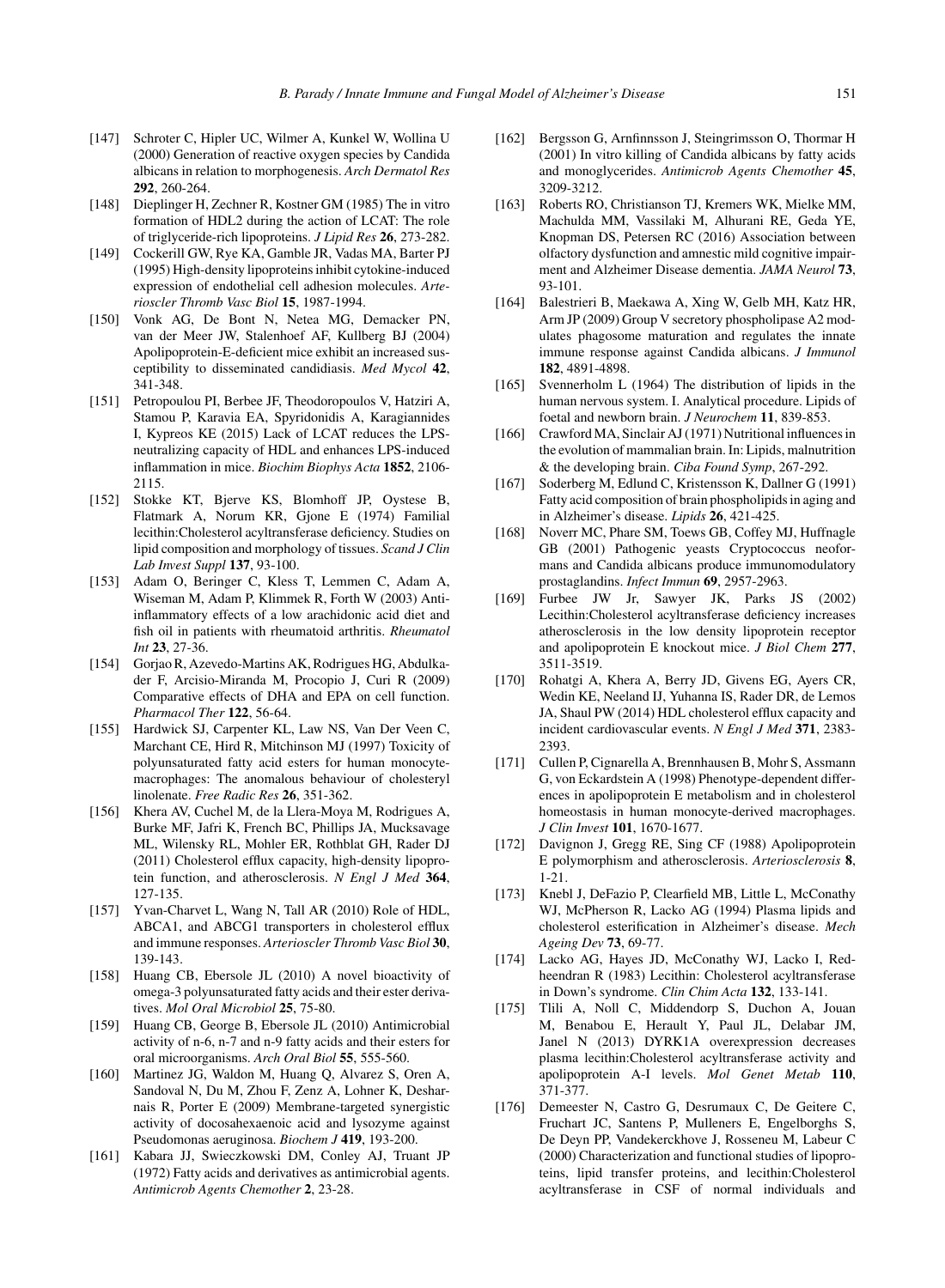[147] Schroter C, Hipler UC, Wilmer A, Kunkel W, Wollina U (2000) Generation of reactive oxygen species by Candida albicans in relation to morphogenesis. *Arch Dermatol Res* **292**, 260-264.

[148] Dieplinger H, Zechner R, Kostner GM (1985) The in vitro formation of HDL2 during the action of LCAT: The role of triglyceride-rich lipoproteins. *J Lipid Res* **26**, 273-282.

[149] Cockerill GW, Rye KA, Gamble JR, Vadas MA, Barter PJ (1995) High-density lipoproteins inhibit cytokine-induced expression of endothelial cell adhesion molecules. *Arterioscler Thromb Vasc Biol* **15**, 1987-1994.

[150] Vonk AG, De Bont N, Netea MG, Demacker PN, van der Meer JW, Stalenhoef AF, Kullberg BJ (2004) Apolipoprotein-E-deficient mice exhibit an increased susceptibility to disseminated candidiasis. *Med Mycol* **42**, 341-348.

[151] Petropoulou PI, Berbee JF, Theodoropoulos V, Hatziri A, Stamou P, Karavia EA, Spyridonidis A, Karagiannides I, Kypreos KE (2015) Lack of LCAT reduces the LPS-neutralizing capacity of HDL and enhances LPS-induced inflammation in mice. *Biochim Biophys Acta* **1852**, 2106-2115.

[152] Stokke KT, Bjerve KS, Blomhoff JP, Oystese B, Flatmark A, Norum KR, Gjone E (1974) Familial lecithin:Cholesterol acyltransferase deficiency. Studies on lipid composition and morphology of tissues. *Scand J Clin Lab Invest Suppl* **137**, 93-100.

[153] Adam O, Beringer C, Kless T, Lemmen C, Adam A, Wiseman M, Adam P, Klimmek R, Forth W (2003) Anti-inflammatory effects of a low arachidonic acid diet and fish oil in patients with rheumatoid arthritis. *Rheumatol Int* **23**, 27-36.

[154] Gorjao R, Azevedo-Martins AK, Rodrigues HG, Abdulkader F, Arcisio-Miranda M, Procopio J, Curi R (2009) Comparative effects of DHA and EPA on cell function. *Pharmacol Ther* **122**, 56-64.

[155] Hardwick SJ, Carpenter KL, Law NS, Van Der Veen C, Marchant CE, Hird R, Mitchinson MJ (1997) Toxicity of polyunsaturated fatty acid esters for human monocyte-macrophages: The anomalous behaviour of cholesteryl linolenate. *Free Radic Res* **26**, 351-362.

[156] Khera AV, Cuchel M, de la Llera-Moya M, Rodrigues A, Burke MF, Jafri K, French BC, Phillips JA, Mucksavage ML, Wilensky RL, Mohler ER, Rothblat GH, Rader DJ (2011) Cholesterol efflux capacity, high-density lipoprotein function, and atherosclerosis. *N Engl J Med* **364**, 127-135.

[157] Yvan-Charvet L, Wang N, Tall AR (2010) Role of HDL, ABCA1, and ABCG1 transporters in cholesterol efflux and immune responses. *Arterioscler Thromb Vasc Biol* **30**, 139-143.

[158] Huang CB, Ebersole JL (2010) A novel bioactivity of omega-3 polyunsaturated fatty acids and their ester derivatives. *Mol Oral Microbiol* **25**, 75-80.

[159] Huang CB, George B, Ebersole JL (2010) Antimicrobial activity of n-6, n-7 and n-9 fatty acids and their esters for oral microorganisms. *Arch Oral Biol* **55**, 555-560.

[160] Martinez JG, Waldon M, Huang Q, Alvarez S, Oren A, Sandoval N, Du M, Zhou F, Zenz A, Lohner K, Desharnais R, Porter E (2009) Membrane-targeted synergistic activity of docosahexaenoic acid and lysozyme against Pseudomonas aeruginosa. *Biochem J* **419**, 193-200.

[161] Kabara JJ, Swieczkowski DM, Conley AJ, Truant JP (1972) Fatty acids and derivatives as antimicrobial agents. *Antimicrob Agents Chemother* **2**, 23-28.

[162] Bergsson G, Arnfinnsson J, Steingrimsson O, Thormar H (2001) In vitro killing of Candida albicans by fatty acids and monoglycerides. *Antimicrob Agents Chemother* **45**, 3209-3212.

[163] Roberts RO, Christianson TJ, Kremers WK, Mielke MM, Machulda MM, Vassilaki M, Alhurani RE, Geda YE, Knopman DS, Petersen RC (2016) Association between olfactory dysfunction and amnestic mild cognitive impairment and Alzheimer Disease dementia. *JAMA Neurol* **73**, 93-101.

[164] Balestrieri B, Maekawa A, Xing W, Gelb MH, Katz HR, Arm JP (2009) Group V secretory phospholipase A2 modulates phagosome maturation and regulates the innate immune response against Candida albicans. *J Immunol* **182**, 4891-4898.

[165] Svennerholm L (1964) The distribution of lipids in the human nervous system. I. Analytical procedure. Lipids of foetal and newborn brain. *J Neurochem* **11**, 839-853.

[166] Crawford MA, Sinclair AJ (1971) Nutritional influences in the evolution of mammalian brain. In: Lipids, malnutrition & the developing brain. *Ciba Found Symp*, 267-292.

[167] Soderberg M, Edlund C, Kristensson K, Dallner G (1991) Fatty acid composition of brain phospholipids in aging and in Alzheimer's disease. *Lipids* **26**, 421-425.

[168] Noverr MC, Phare SM, Toews GB, Coffey MJ, Huffnagle GB (2001) Pathogenic yeasts Cryptococcus neoformans and Candida albicans produce immunomodulatory prostaglandins. *Infect Immun* **69**, 2957-2963.

[169] Furbee JW Jr, Sawyer JK, Parks JS (2002) Lecithin:Cholesterol acyltransferase deficiency increases atherosclerosis in the low density lipoprotein receptor and apolipoprotein E knockout mice. *J Biol Chem* **277**, 3511-3519.

[170] Rohatgi A, Khera A, Berry JD, Givens EG, Ayers CR, Wedin KE, Neeland IJ, Yuhanna IS, Rader DR, de Lemos JA, Shaul PW (2014) HDL cholesterol efflux capacity and incident cardiovascular events. *N Engl J Med* **371**, 2383-2393.

[171] Cullen P, Cignarella A, Brennhausen B, Mohr S, Assmann G, von Eckardstein A (1998) Phenotype-dependent differences in apolipoprotein E metabolism and in cholesterol homeostasis in human monocyte-derived macrophages. *J Clin Invest* **101**, 1670-1677.

[172] Davignon J, Gregg RE, Sing CF (1988) Apolipoprotein E polymorphism and atherosclerosis. *Arteriosclerosis* **8**, 1-21.

[173] Knebl J, DeFazio P, Clearfield MB, Little L, McConathy WJ, McPherson R, Lacko AG (1994) Plasma lipids and cholesterol esterification in Alzheimer's disease. *Mech Ageing Dev* **73**, 69-77.

[174] Lacko AG, Hayes JD, McConathy WJ, Lacko I, Redheendran R (1983) Lecithin: Cholesterol acyltransferase in Down's syndrome. *Clin Chim Acta* **132**, 133-141.

[175] Tlili A, Noll C, Middendorp S, Duchon A, Jouan M, Benabou E, Herault Y, Paul JL, Delabar JM, Janel N (2013) DYRK1A overexpression decreases plasma lecithin:Cholesterol acyltransferase activity and apolipoprotein A-I levels. *Mol Genet Metab* **110**, 371-377.

[176] Demeester N, Castro G, Desrumaux C, De Geitere C, Fruchart JC, Santens P, Mulleners E, Engelborghs S, De Deyn PP, Vandekerckhove J, Rosseneu M, Labeur C (2000) Characterization and functional studies of lipoproteins, lipid transfer proteins, and lecithin:Cholesterol acyltransferase in CSF of normal individuals and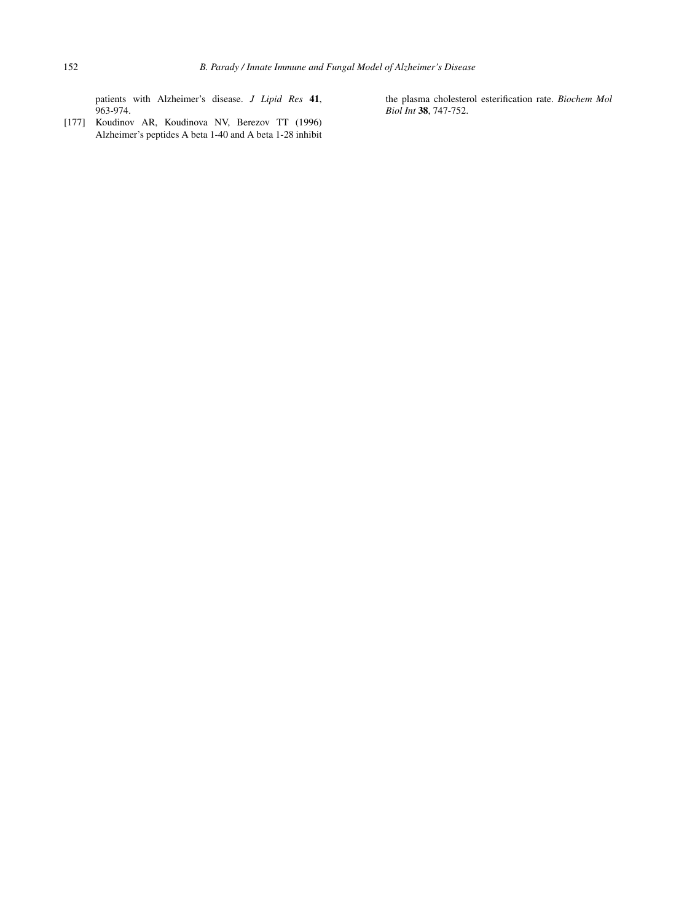patients with Alzheimer's disease. *J Lipid Res* **41**, 963-974.

[177] Koudinov AR, Koudinova NV, Berezov TT (1996) Alzheimer's peptides A beta 1-40 and A beta 1-28 inhibit the plasma cholesterol esterification rate. *Biochem Mol Biol Int* **38**, 747-752.